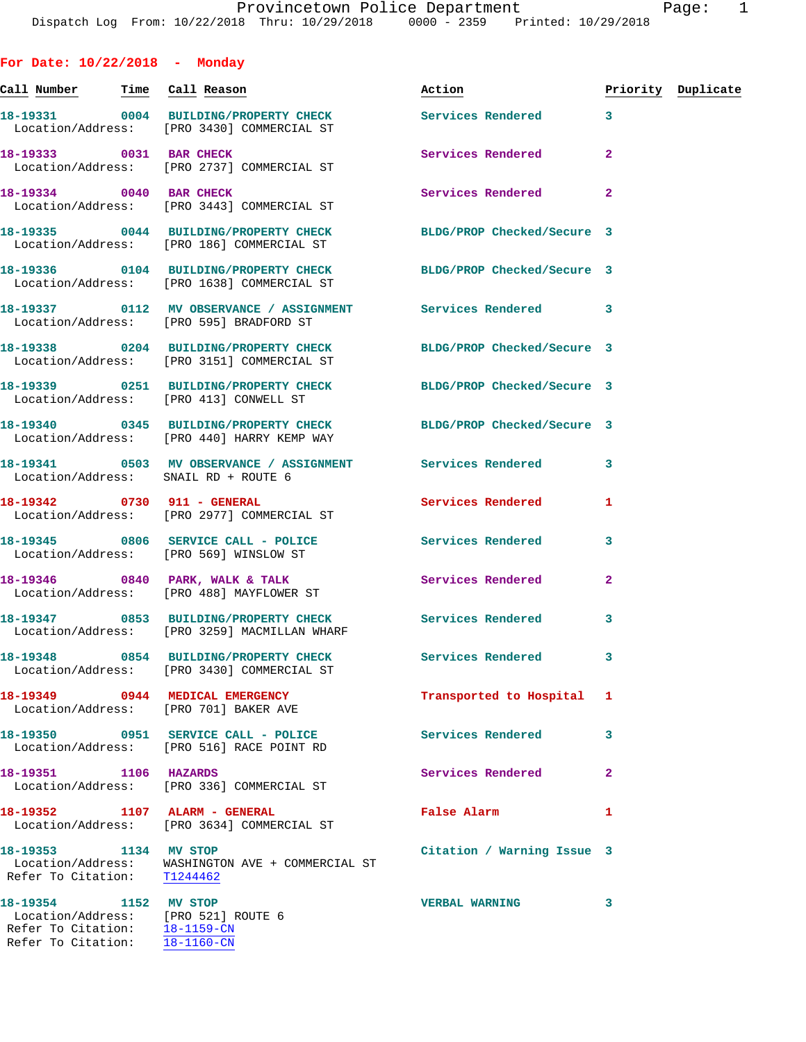Provincetown Police Department
Dispatch Log From: 10/22/2018 Thru: 10/29/2018 0000 - 2359 Printed: 10/29/2018

## For Date: 10/22/2018 - Monday

| Call Number | Time | Call Reason | Action | Priority | Duplicate |
|---|---|---|---|---|---|
| 18-19331 | 0004 | BUILDING/PROPERTY CHECK | Services Rendered | 3 | |
| Location/Address: | | [PRO 3430] COMMERCIAL ST | | | |
| 18-19333 | 0031 | BAR CHECK | Services Rendered | 2 | |
| Location/Address: | | [PRO 2737] COMMERCIAL ST | | | |
| 18-19334 | 0040 | BAR CHECK | Services Rendered | 2 | |
| Location/Address: | | [PRO 3443] COMMERCIAL ST | | | |
| 18-19335 | 0044 | BUILDING/PROPERTY CHECK | BLDG/PROP Checked/Secure | 3 | |
| Location/Address: | | [PRO 186] COMMERCIAL ST | | | |
| 18-19336 | 0104 | BUILDING/PROPERTY CHECK | BLDG/PROP Checked/Secure | 3 | |
| Location/Address: | | [PRO 1638] COMMERCIAL ST | | | |
| 18-19337 | 0112 | MV OBSERVANCE / ASSIGNMENT | Services Rendered | 3 | |
| Location/Address: | | [PRO 595] BRADFORD ST | | | |
| 18-19338 | 0204 | BUILDING/PROPERTY CHECK | BLDG/PROP Checked/Secure | 3 | |
| Location/Address: | | [PRO 3151] COMMERCIAL ST | | | |
| 18-19339 | 0251 | BUILDING/PROPERTY CHECK | BLDG/PROP Checked/Secure | 3 | |
| Location/Address: | | [PRO 413] CONWELL ST | | | |
| 18-19340 | 0345 | BUILDING/PROPERTY CHECK | BLDG/PROP Checked/Secure | 3 | |
| Location/Address: | | [PRO 440] HARRY KEMP WAY | | | |
| 18-19341 | 0503 | MV OBSERVANCE / ASSIGNMENT | Services Rendered | 3 | |
| Location/Address: | | SNAIL RD + ROUTE 6 | | | |
| 18-19342 | 0730 | 911 - GENERAL | Services Rendered | 1 | |
| Location/Address: | | [PRO 2977] COMMERCIAL ST | | | |
| 18-19345 | 0806 | SERVICE CALL - POLICE | Services Rendered | 3 | |
| Location/Address: | | [PRO 569] WINSLOW ST | | | |
| 18-19346 | 0840 | PARK, WALK & TALK | Services Rendered | 2 | |
| Location/Address: | | [PRO 488] MAYFLOWER ST | | | |
| 18-19347 | 0853 | BUILDING/PROPERTY CHECK | Services Rendered | 3 | |
| Location/Address: | | [PRO 3259] MACMILLAN WHARF | | | |
| 18-19348 | 0854 | BUILDING/PROPERTY CHECK | Services Rendered | 3 | |
| Location/Address: | | [PRO 3430] COMMERCIAL ST | | | |
| 18-19349 | 0944 | MEDICAL EMERGENCY | Transported to Hospital | 1 | |
| Location/Address: | | [PRO 701] BAKER AVE | | | |
| 18-19350 | 0951 | SERVICE CALL - POLICE | Services Rendered | 3 | |
| Location/Address: | | [PRO 516] RACE POINT RD | | | |
| 18-19351 | 1106 | HAZARDS | Services Rendered | 2 | |
| Location/Address: | | [PRO 336] COMMERCIAL ST | | | |
| 18-19352 | 1107 | ALARM - GENERAL | False Alarm | 1 | |
| Location/Address: | | [PRO 3634] COMMERCIAL ST | | | |
| 18-19353 | 1134 | MV STOP | Citation / Warning Issue | 3 | |
| Location/Address: | | WASHINGTON AVE + COMMERCIAL ST | | | |
| Refer To Citation: | | T1244462 | | | |
| 18-19354 | 1152 | MV STOP | VERBAL WARNING | 3 | |
| Location/Address: | | [PRO 521] ROUTE 6 | | | |
| Refer To Citation: | | 18-1159-CN | | | |
| Refer To Citation: | | 18-1160-CN | | | |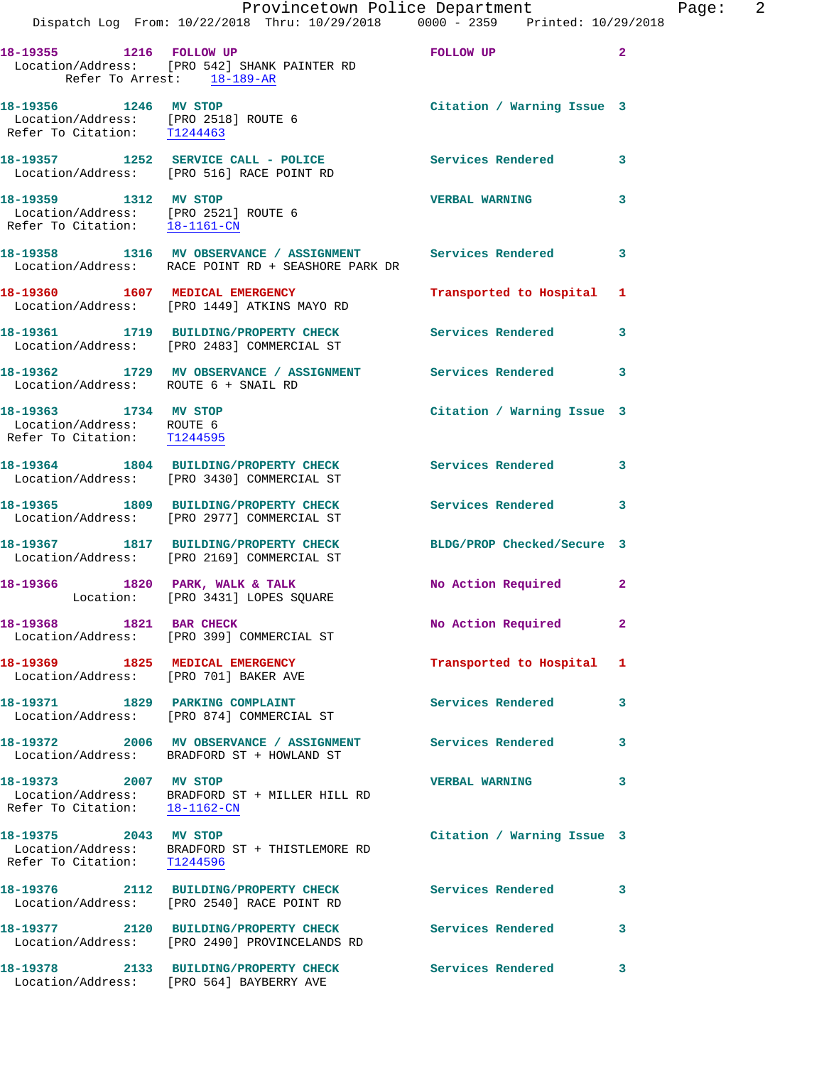18-19355 1216 FOLLOW UP FOLLOW UP 2
Location/Address: [PRO 542] SHANK PAINTER RD
Refer To Arrest: 18-189-AR

18-19356 1246 MV STOP Citation / Warning Issue 3
Location/Address: [PRO 2518] ROUTE 6
Refer To Citation: T1244463

18-19357 1252 SERVICE CALL - POLICE Services Rendered 3
Location/Address: [PRO 516] RACE POINT RD

18-19359 1312 MV STOP VERBAL WARNING 3
Location/Address: [PRO 2521] ROUTE 6
Refer To Citation: 18-1161-CN

18-19358 1316 MV OBSERVANCE / ASSIGNMENT Services Rendered 3
Location/Address: RACE POINT RD + SEASHORE PARK DR

18-19360 1607 MEDICAL EMERGENCY Transported to Hospital 1
Location/Address: [PRO 1449] ATKINS MAYO RD

18-19361 1719 BUILDING/PROPERTY CHECK Services Rendered 3
Location/Address: [PRO 2483] COMMERCIAL ST

18-19362 1729 MV OBSERVANCE / ASSIGNMENT Services Rendered 3
Location/Address: ROUTE 6 + SNAIL RD

18-19363 1734 MV STOP Citation / Warning Issue 3
Location/Address: ROUTE 6
Refer To Citation: T1244595

18-19364 1804 BUILDING/PROPERTY CHECK Services Rendered 3
Location/Address: [PRO 3430] COMMERCIAL ST

18-19365 1809 BUILDING/PROPERTY CHECK Services Rendered 3
Location/Address: [PRO 2977] COMMERCIAL ST

18-19367 1817 BUILDING/PROPERTY CHECK BLDG/PROP Checked/Secure 3
Location/Address: [PRO 2169] COMMERCIAL ST

18-19366 1820 PARK, WALK & TALK No Action Required 2
Location: [PRO 3431] LOPES SQUARE

18-19368 1821 BAR CHECK No Action Required 2
Location/Address: [PRO 399] COMMERCIAL ST

18-19369 1825 MEDICAL EMERGENCY Transported to Hospital 1
Location/Address: [PRO 701] BAKER AVE

18-19371 1829 PARKING COMPLAINT Services Rendered 3
Location/Address: [PRO 874] COMMERCIAL ST

18-19372 2006 MV OBSERVANCE / ASSIGNMENT Services Rendered 3
Location/Address: BRADFORD ST + HOWLAND ST

18-19373 2007 MV STOP VERBAL WARNING 3
Location/Address: BRADFORD ST + MILLER HILL RD
Refer To Citation: 18-1162-CN

18-19375 2043 MV STOP Citation / Warning Issue 3
Location/Address: BRADFORD ST + THISTLEMORE RD
Refer To Citation: T1244596

18-19376 2112 BUILDING/PROPERTY CHECK Services Rendered 3
Location/Address: [PRO 2540] RACE POINT RD

18-19377 2120 BUILDING/PROPERTY CHECK Services Rendered 3
Location/Address: [PRO 2490] PROVINCELANDS RD

18-19378 2133 BUILDING/PROPERTY CHECK Services Rendered 3
Location/Address: [PRO 564] BAYBERRY AVE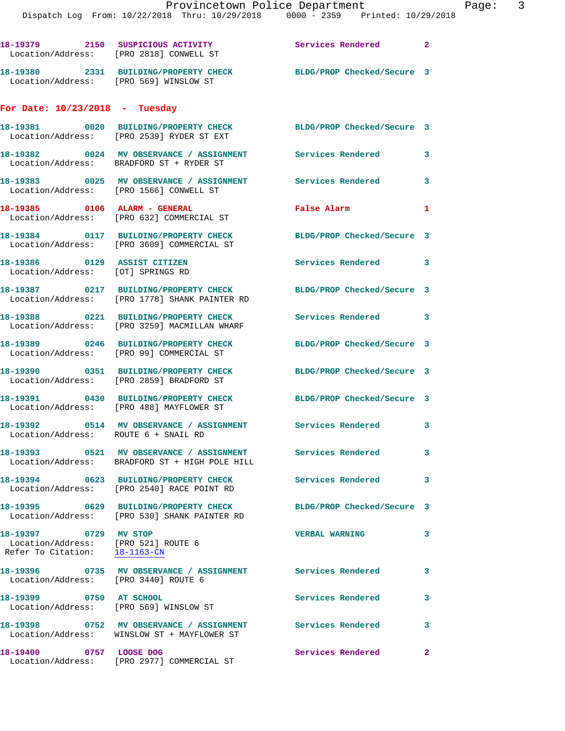18-19379 2150 SUSPICIOUS ACTIVITY Services Rendered 2
Location/Address: [PRO 2818] CONWELL ST

18-19380 2331 BUILDING/PROPERTY CHECK BLDG/PROP Checked/Secure 3
Location/Address: [PRO 569] WINSLOW ST

## For Date: 10/23/2018 - Tuesday

18-19381 0020 BUILDING/PROPERTY CHECK BLDG/PROP Checked/Secure 3
Location/Address: [PRO 2539] RYDER ST EXT

18-19382 0024 MV OBSERVANCE / ASSIGNMENT Services Rendered 3
Location/Address: BRADFORD ST + RYDER ST

18-19383 0025 MV OBSERVANCE / ASSIGNMENT Services Rendered 3
Location/Address: [PRO 1566] CONWELL ST

18-19385 0106 ALARM - GENERAL False Alarm 1
Location/Address: [PRO 632] COMMERCIAL ST

18-19384 0117 BUILDING/PROPERTY CHECK BLDG/PROP Checked/Secure 3
Location/Address: [PRO 3609] COMMERCIAL ST

18-19386 0129 ASSIST CITIZEN Services Rendered 3
Location/Address: [OT] SPRINGS RD

18-19387 0217 BUILDING/PROPERTY CHECK BLDG/PROP Checked/Secure 3
Location/Address: [PRO 1778] SHANK PAINTER RD

18-19388 0221 BUILDING/PROPERTY CHECK Services Rendered 3
Location/Address: [PRO 3259] MACMILLAN WHARF

18-19389 0246 BUILDING/PROPERTY CHECK BLDG/PROP Checked/Secure 3
Location/Address: [PRO 99] COMMERCIAL ST

18-19390 0351 BUILDING/PROPERTY CHECK BLDG/PROP Checked/Secure 3
Location/Address: [PRO 2859] BRADFORD ST

18-19391 0430 BUILDING/PROPERTY CHECK BLDG/PROP Checked/Secure 3
Location/Address: [PRO 488] MAYFLOWER ST

18-19392 0514 MV OBSERVANCE / ASSIGNMENT Services Rendered 3
Location/Address: ROUTE 6 + SNAIL RD

18-19393 0521 MV OBSERVANCE / ASSIGNMENT Services Rendered 3
Location/Address: BRADFORD ST + HIGH POLE HILL

18-19394 0623 BUILDING/PROPERTY CHECK Services Rendered 3
Location/Address: [PRO 2540] RACE POINT RD

18-19395 0629 BUILDING/PROPERTY CHECK BLDG/PROP Checked/Secure 3
Location/Address: [PRO 530] SHANK PAINTER RD

18-19397 0729 MV STOP VERBAL WARNING 3
Location/Address: [PRO 521] ROUTE 6
Refer To Citation: 18-1163-CN

18-19396 0735 MV OBSERVANCE / ASSIGNMENT Services Rendered 3
Location/Address: [PRO 3440] ROUTE 6

18-19399 0750 AT SCHOOL Services Rendered 3
Location/Address: [PRO 569] WINSLOW ST

18-19398 0752 MV OBSERVANCE / ASSIGNMENT Services Rendered 3
Location/Address: WINSLOW ST + MAYFLOWER ST

18-19400 0757 LOOSE DOG Services Rendered 2
Location/Address: [PRO 2977] COMMERCIAL ST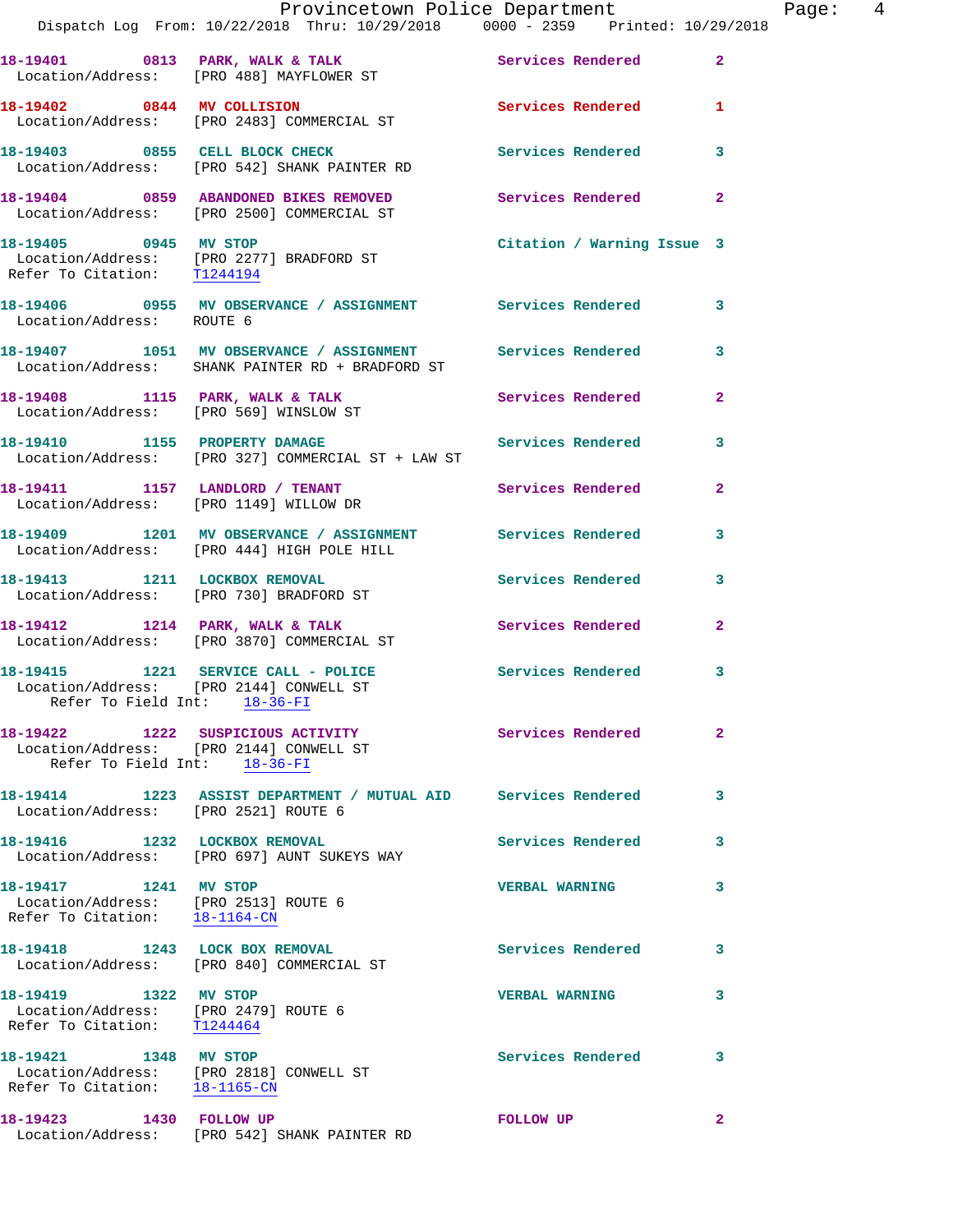18-19401 0813 PARK, WALK & TALK Services Rendered 2
Location/Address: [PRO 488] MAYFLOWER ST

18-19402 0844 MV COLLISION Services Rendered 1
Location/Address: [PRO 2483] COMMERCIAL ST

18-19403 0855 CELL BLOCK CHECK Services Rendered 3
Location/Address: [PRO 542] SHANK PAINTER RD

18-19404 0859 ABANDONED BIKES REMOVED Services Rendered 2
Location/Address: [PRO 2500] COMMERCIAL ST

18-19405 0945 MV STOP Citation / Warning Issue 3
Location/Address: [PRO 2277] BRADFORD ST
Refer To Citation: T1244194

18-19406 0955 MV OBSERVANCE / ASSIGNMENT Services Rendered 3
Location/Address: ROUTE 6

18-19407 1051 MV OBSERVANCE / ASSIGNMENT Services Rendered 3
Location/Address: SHANK PAINTER RD + BRADFORD ST

18-19408 1115 PARK, WALK & TALK Services Rendered 2
Location/Address: [PRO 569] WINSLOW ST

18-19410 1155 PROPERTY DAMAGE Services Rendered 3
Location/Address: [PRO 327] COMMERCIAL ST + LAW ST

18-19411 1157 LANDLORD / TENANT Services Rendered 2
Location/Address: [PRO 1149] WILLOW DR

18-19409 1201 MV OBSERVANCE / ASSIGNMENT Services Rendered 3
Location/Address: [PRO 444] HIGH POLE HILL

18-19413 1211 LOCKBOX REMOVAL Services Rendered 3
Location/Address: [PRO 730] BRADFORD ST

18-19412 1214 PARK, WALK & TALK Services Rendered 2
Location/Address: [PRO 3870] COMMERCIAL ST

18-19415 1221 SERVICE CALL - POLICE Services Rendered 3
Location/Address: [PRO 2144] CONWELL ST
Refer To Field Int: 18-36-FI

18-19422 1222 SUSPICIOUS ACTIVITY Services Rendered 2
Location/Address: [PRO 2144] CONWELL ST
Refer To Field Int: 18-36-FI

18-19414 1223 ASSIST DEPARTMENT / MUTUAL AID Services Rendered 3
Location/Address: [PRO 2521] ROUTE 6

18-19416 1232 LOCKBOX REMOVAL Services Rendered 3
Location/Address: [PRO 697] AUNT SUKEYS WAY

18-19417 1241 MV STOP VERBAL WARNING 3
Location/Address: [PRO 2513] ROUTE 6
Refer To Citation: 18-1164-CN

18-19418 1243 LOCK BOX REMOVAL Services Rendered 3
Location/Address: [PRO 840] COMMERCIAL ST

18-19419 1322 MV STOP VERBAL WARNING 3
Location/Address: [PRO 2479] ROUTE 6
Refer To Citation: T1244464

18-19421 1348 MV STOP Services Rendered 3
Location/Address: [PRO 2818] CONWELL ST
Refer To Citation: 18-1165-CN

18-19423 1430 FOLLOW UP FOLLOW UP 2
Location/Address: [PRO 542] SHANK PAINTER RD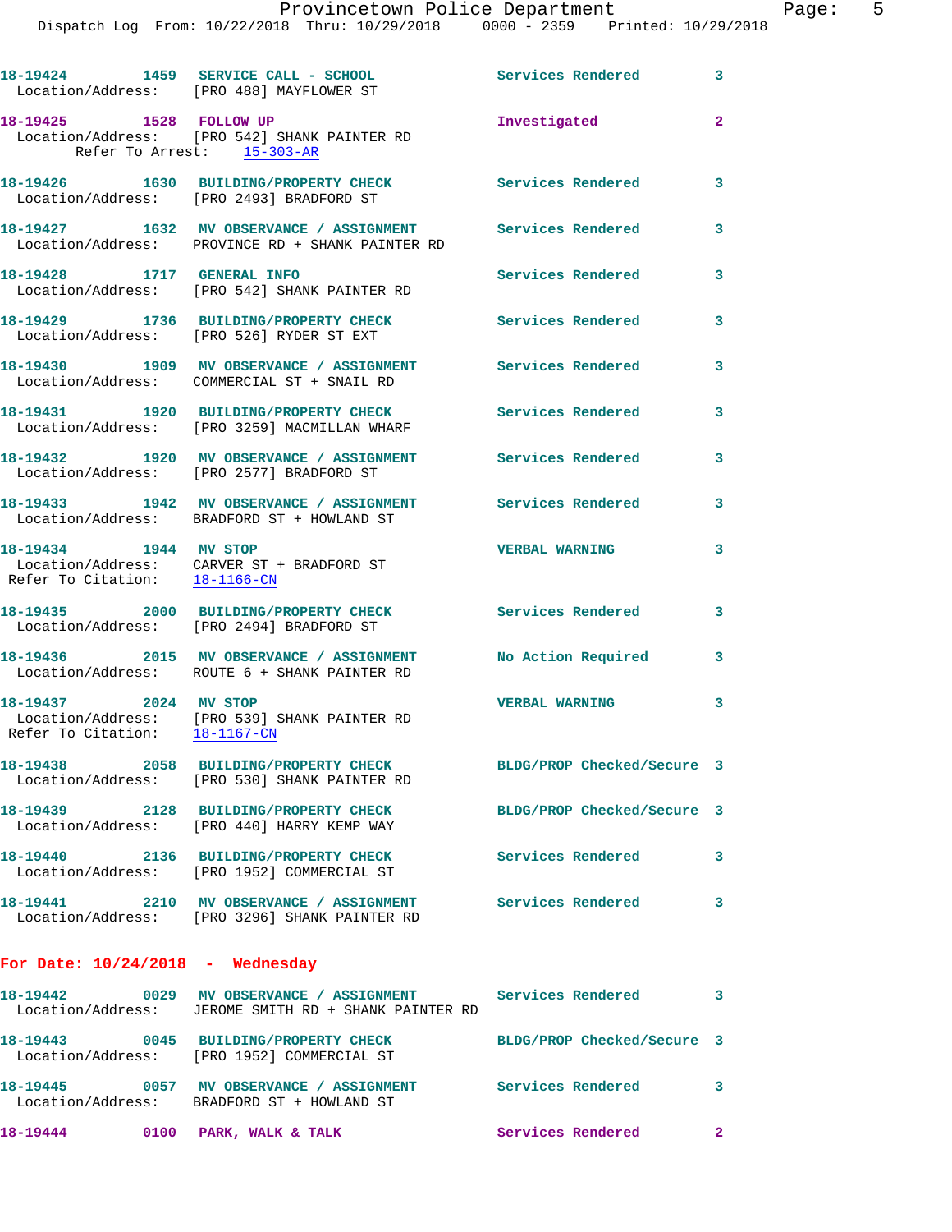18-19424 1459 SERVICE CALL - SCHOOL Services Rendered 3
Location/Address: [PRO 488] MAYFLOWER ST

18-19425 1528 FOLLOW UP Investigated 2
Location/Address: [PRO 542] SHANK PAINTER RD
Refer To Arrest: 15-303-AR

18-19426 1630 BUILDING/PROPERTY CHECK Services Rendered 3
Location/Address: [PRO 2493] BRADFORD ST

18-19427 1632 MV OBSERVANCE / ASSIGNMENT Services Rendered 3
Location/Address: PROVINCE RD + SHANK PAINTER RD

18-19428 1717 GENERAL INFO Services Rendered 3
Location/Address: [PRO 542] SHANK PAINTER RD

18-19429 1736 BUILDING/PROPERTY CHECK Services Rendered 3
Location/Address: [PRO 526] RYDER ST EXT

18-19430 1909 MV OBSERVANCE / ASSIGNMENT Services Rendered 3
Location/Address: COMMERCIAL ST + SNAIL RD

18-19431 1920 BUILDING/PROPERTY CHECK Services Rendered 3
Location/Address: [PRO 3259] MACMILLAN WHARF

18-19432 1920 MV OBSERVANCE / ASSIGNMENT Services Rendered 3
Location/Address: [PRO 2577] BRADFORD ST

18-19433 1942 MV OBSERVANCE / ASSIGNMENT Services Rendered 3
Location/Address: BRADFORD ST + HOWLAND ST

18-19434 1944 MV STOP VERBAL WARNING 3
Location/Address: CARVER ST + BRADFORD ST
Refer To Citation: 18-1166-CN

18-19435 2000 BUILDING/PROPERTY CHECK Services Rendered 3
Location/Address: [PRO 2494] BRADFORD ST

18-19436 2015 MV OBSERVANCE / ASSIGNMENT No Action Required 3
Location/Address: ROUTE 6 + SHANK PAINTER RD

18-19437 2024 MV STOP VERBAL WARNING 3
Location/Address: [PRO 539] SHANK PAINTER RD
Refer To Citation: 18-1167-CN

18-19438 2058 BUILDING/PROPERTY CHECK BLDG/PROP Checked/Secure 3
Location/Address: [PRO 530] SHANK PAINTER RD

18-19439 2128 BUILDING/PROPERTY CHECK BLDG/PROP Checked/Secure 3
Location/Address: [PRO 440] HARRY KEMP WAY

18-19440 2136 BUILDING/PROPERTY CHECK Services Rendered 3
Location/Address: [PRO 1952] COMMERCIAL ST

18-19441 2210 MV OBSERVANCE / ASSIGNMENT Services Rendered 3
Location/Address: [PRO 3296] SHANK PAINTER RD

## For Date: 10/24/2018 - Wednesday

18-19442 0029 MV OBSERVANCE / ASSIGNMENT Services Rendered 3
Location/Address: JEROME SMITH RD + SHANK PAINTER RD

18-19443 0045 BUILDING/PROPERTY CHECK BLDG/PROP Checked/Secure 3
Location/Address: [PRO 1952] COMMERCIAL ST

18-19445 0057 MV OBSERVANCE / ASSIGNMENT Services Rendered 3
Location/Address: BRADFORD ST + HOWLAND ST

18-19444 0100 PARK, WALK & TALK Services Rendered 2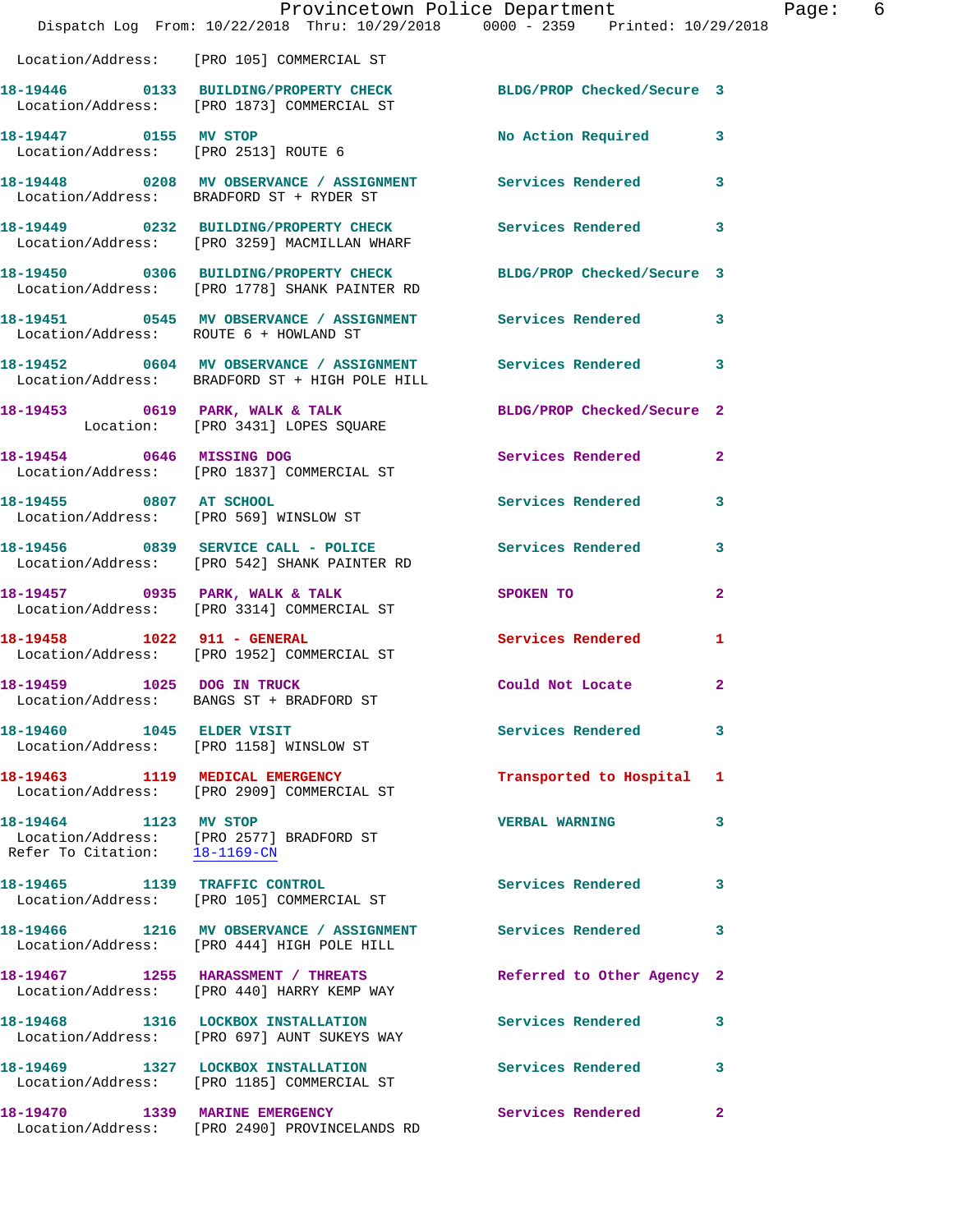Location/Address: [PRO 105] COMMERCIAL ST

**18-19446** 0133 **BUILDING/PROPERTY CHECK** BLDG/PROP Checked/Secure 3
Location/Address: [PRO 1873] COMMERCIAL ST

**18-19447** 0155 **MV STOP** No Action Required 3
Location/Address: [PRO 2513] ROUTE 6

**18-19448** 0208 **MV OBSERVANCE / ASSIGNMENT** Services Rendered 3
Location/Address: BRADFORD ST + RYDER ST

**18-19449** 0232 **BUILDING/PROPERTY CHECK** Services Rendered 3
Location/Address: [PRO 3259] MACMILLAN WHARF

**18-19450** 0306 **BUILDING/PROPERTY CHECK** BLDG/PROP Checked/Secure 3
Location/Address: [PRO 1778] SHANK PAINTER RD

**18-19451** 0545 **MV OBSERVANCE / ASSIGNMENT** Services Rendered 3
Location/Address: ROUTE 6 + HOWLAND ST

**18-19452** 0604 **MV OBSERVANCE / ASSIGNMENT** Services Rendered 3
Location/Address: BRADFORD ST + HIGH POLE HILL

**18-19453** 0619 **PARK, WALK & TALK** BLDG/PROP Checked/Secure 2
Location: [PRO 3431] LOPES SQUARE

**18-19454** 0646 **MISSING DOG** Services Rendered 2
Location/Address: [PRO 1837] COMMERCIAL ST

**18-19455** 0807 **AT SCHOOL** Services Rendered 3
Location/Address: [PRO 569] WINSLOW ST

**18-19456** 0839 **SERVICE CALL - POLICE** Services Rendered 3
Location/Address: [PRO 542] SHANK PAINTER RD

**18-19457** 0935 **PARK, WALK & TALK** SPOKEN TO 2
Location/Address: [PRO 3314] COMMERCIAL ST

**18-19458** 1022 **911 - GENERAL** Services Rendered 1
Location/Address: [PRO 1952] COMMERCIAL ST

**18-19459** 1025 **DOG IN TRUCK** Could Not Locate 2
Location/Address: BANGS ST + BRADFORD ST

**18-19460** 1045 **ELDER VISIT** Services Rendered 3
Location/Address: [PRO 1158] WINSLOW ST

**18-19463** 1119 **MEDICAL EMERGENCY** Transported to Hospital 1
Location/Address: [PRO 2909] COMMERCIAL ST

**18-19464** 1123 **MV STOP** VERBAL WARNING 3
Location/Address: [PRO 2577] BRADFORD ST
Refer To Citation: 18-1169-CN

**18-19465** 1139 **TRAFFIC CONTROL** Services Rendered 3
Location/Address: [PRO 105] COMMERCIAL ST

**18-19466** 1216 **MV OBSERVANCE / ASSIGNMENT** Services Rendered 3
Location/Address: [PRO 444] HIGH POLE HILL

**18-19467** 1255 **HARASSMENT / THREATS** Referred to Other Agency 2
Location/Address: [PRO 440] HARRY KEMP WAY

**18-19468** 1316 **LOCKBOX INSTALLATION** Services Rendered 3
Location/Address: [PRO 697] AUNT SUKEYS WAY

**18-19469** 1327 **LOCKBOX INSTALLATION** Services Rendered 3
Location/Address: [PRO 1185] COMMERCIAL ST

**18-19470** 1339 **MARINE EMERGENCY** Services Rendered 2
Location/Address: [PRO 2490] PROVINCELANDS RD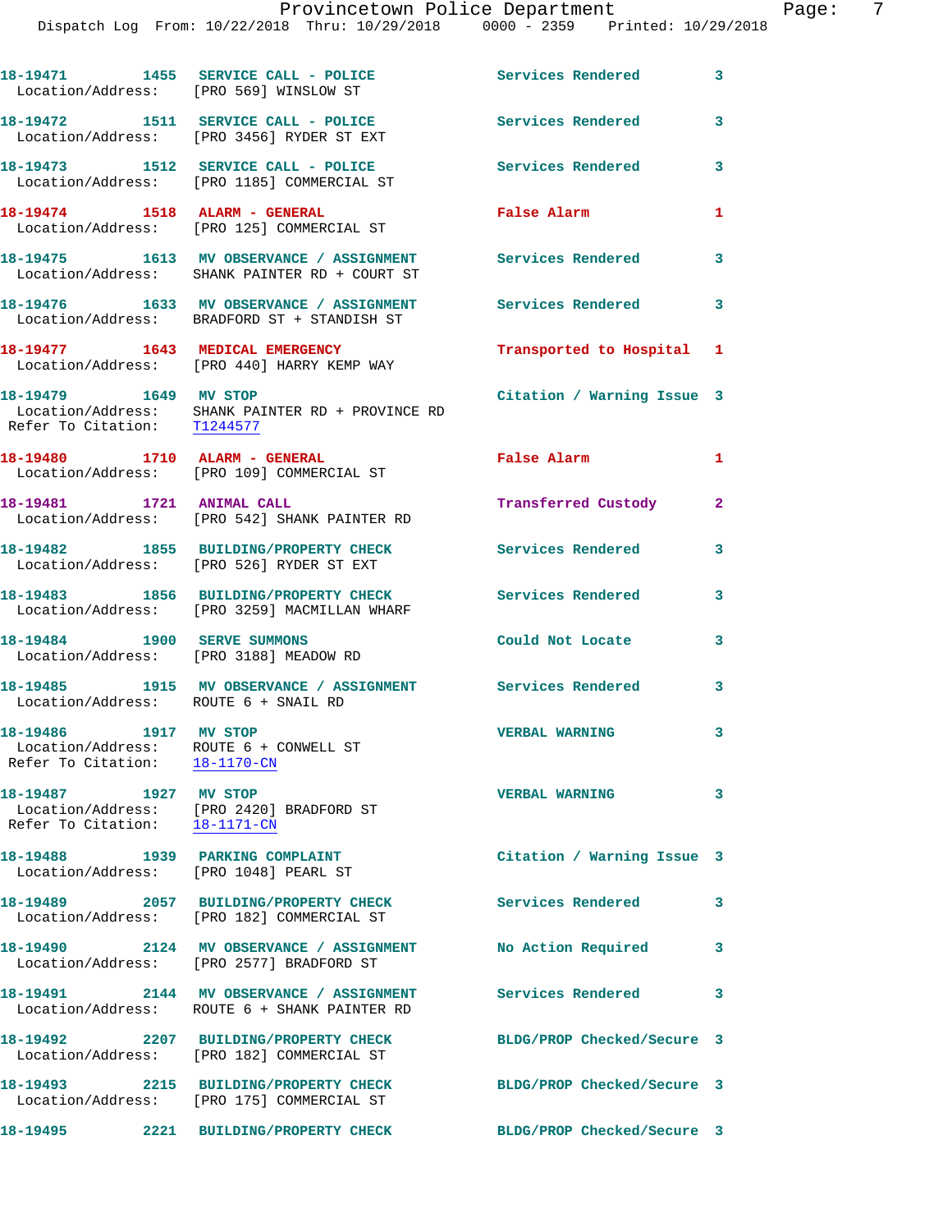18-19471 1455 SERVICE CALL - POLICE Services Rendered 3
Location/Address: [PRO 569] WINSLOW ST

18-19472 1511 SERVICE CALL - POLICE Services Rendered 3
Location/Address: [PRO 3456] RYDER ST EXT

18-19473 1512 SERVICE CALL - POLICE Services Rendered 3
Location/Address: [PRO 1185] COMMERCIAL ST

18-19474 1518 ALARM - GENERAL False Alarm 1
Location/Address: [PRO 125] COMMERCIAL ST

18-19475 1613 MV OBSERVANCE / ASSIGNMENT Services Rendered 3
Location/Address: SHANK PAINTER RD + COURT ST

18-19476 1633 MV OBSERVANCE / ASSIGNMENT Services Rendered 3
Location/Address: BRADFORD ST + STANDISH ST

18-19477 1643 MEDICAL EMERGENCY Transported to Hospital 1
Location/Address: [PRO 440] HARRY KEMP WAY

18-19479 1649 MV STOP Citation / Warning Issue 3
Location/Address: SHANK PAINTER RD + PROVINCE RD
Refer To Citation: T1244577

18-19480 1710 ALARM - GENERAL False Alarm 1
Location/Address: [PRO 109] COMMERCIAL ST

18-19481 1721 ANIMAL CALL Transferred Custody 2
Location/Address: [PRO 542] SHANK PAINTER RD

18-19482 1855 BUILDING/PROPERTY CHECK Services Rendered 3
Location/Address: [PRO 526] RYDER ST EXT

18-19483 1856 BUILDING/PROPERTY CHECK Services Rendered 3
Location/Address: [PRO 3259] MACMILLAN WHARF

18-19484 1900 SERVE SUMMONS Could Not Locate 3
Location/Address: [PRO 3188] MEADOW RD

18-19485 1915 MV OBSERVANCE / ASSIGNMENT Services Rendered 3
Location/Address: ROUTE 6 + SNAIL RD

18-19486 1917 MV STOP VERBAL WARNING 3
Location/Address: ROUTE 6 + CONWELL ST
Refer To Citation: 18-1170-CN

18-19487 1927 MV STOP VERBAL WARNING 3
Location/Address: [PRO 2420] BRADFORD ST
Refer To Citation: 18-1171-CN

18-19488 1939 PARKING COMPLAINT Citation / Warning Issue 3
Location/Address: [PRO 1048] PEARL ST

18-19489 2057 BUILDING/PROPERTY CHECK Services Rendered 3
Location/Address: [PRO 182] COMMERCIAL ST

18-19490 2124 MV OBSERVANCE / ASSIGNMENT No Action Required 3
Location/Address: [PRO 2577] BRADFORD ST

18-19491 2144 MV OBSERVANCE / ASSIGNMENT Services Rendered 3
Location/Address: ROUTE 6 + SHANK PAINTER RD

18-19492 2207 BUILDING/PROPERTY CHECK BLDG/PROP Checked/Secure 3
Location/Address: [PRO 182] COMMERCIAL ST

18-19493 2215 BUILDING/PROPERTY CHECK BLDG/PROP Checked/Secure 3
Location/Address: [PRO 175] COMMERCIAL ST

18-19495 2221 BUILDING/PROPERTY CHECK BLDG/PROP Checked/Secure 3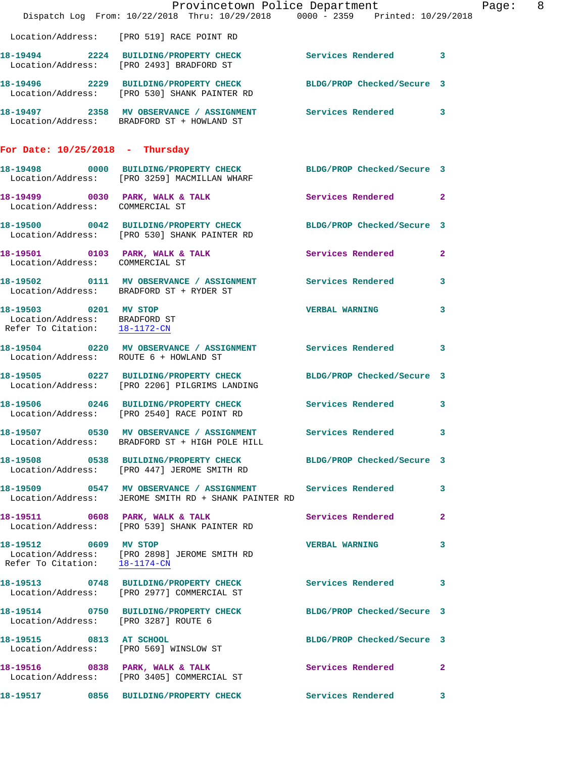Location/Address: [PRO 519] RACE POINT RD

**18-19494** 2224 **BUILDING/PROPERTY CHECK** Services Rendered 3
Location/Address: [PRO 2493] BRADFORD ST

**18-19496** 2229 **BUILDING/PROPERTY CHECK** BLDG/PROP Checked/Secure 3
Location/Address: [PRO 530] SHANK PAINTER RD

**18-19497** 2358 **MV OBSERVANCE / ASSIGNMENT** Services Rendered 3
Location/Address: BRADFORD ST + HOWLAND ST

## For Date: 10/25/2018 - Thursday

**18-19498** 0000 **BUILDING/PROPERTY CHECK** BLDG/PROP Checked/Secure 3
Location/Address: [PRO 3259] MACMILLAN WHARF

**18-19499** 0030 **PARK, WALK & TALK** Services Rendered 2
Location/Address: COMMERCIAL ST

**18-19500** 0042 **BUILDING/PROPERTY CHECK** BLDG/PROP Checked/Secure 3
Location/Address: [PRO 530] SHANK PAINTER RD

**18-19501** 0103 **PARK, WALK & TALK** Services Rendered 2
Location/Address: COMMERCIAL ST

**18-19502** 0111 **MV OBSERVANCE / ASSIGNMENT** Services Rendered 3
Location/Address: BRADFORD ST + RYDER ST

**18-19503** 0201 **MV STOP** VERBAL WARNING 3
Location/Address: BRADFORD ST
Refer To Citation: 18-1172-CN

**18-19504** 0220 **MV OBSERVANCE / ASSIGNMENT** Services Rendered 3
Location/Address: ROUTE 6 + HOWLAND ST

**18-19505** 0227 **BUILDING/PROPERTY CHECK** BLDG/PROP Checked/Secure 3
Location/Address: [PRO 2206] PILGRIMS LANDING

**18-19506** 0246 **BUILDING/PROPERTY CHECK** Services Rendered 3
Location/Address: [PRO 2540] RACE POINT RD

**18-19507** 0530 **MV OBSERVANCE / ASSIGNMENT** Services Rendered 3
Location/Address: BRADFORD ST + HIGH POLE HILL

**18-19508** 0538 **BUILDING/PROPERTY CHECK** BLDG/PROP Checked/Secure 3
Location/Address: [PRO 447] JEROME SMITH RD

**18-19509** 0547 **MV OBSERVANCE / ASSIGNMENT** Services Rendered 3
Location/Address: JEROME SMITH RD + SHANK PAINTER RD

**18-19511** 0608 **PARK, WALK & TALK** Services Rendered 2
Location/Address: [PRO 539] SHANK PAINTER RD

**18-19512** 0609 **MV STOP** VERBAL WARNING 3
Location/Address: [PRO 2898] JEROME SMITH RD
Refer To Citation: 18-1174-CN

**18-19513** 0748 **BUILDING/PROPERTY CHECK** Services Rendered 3
Location/Address: [PRO 2977] COMMERCIAL ST

**18-19514** 0750 **BUILDING/PROPERTY CHECK** BLDG/PROP Checked/Secure 3
Location/Address: [PRO 3287] ROUTE 6

**18-19515** 0813 **AT SCHOOL** BLDG/PROP Checked/Secure 3
Location/Address: [PRO 569] WINSLOW ST

**18-19516** 0838 **PARK, WALK & TALK** Services Rendered 2
Location/Address: [PRO 3405] COMMERCIAL ST

**18-19517** 0856 **BUILDING/PROPERTY CHECK** Services Rendered 3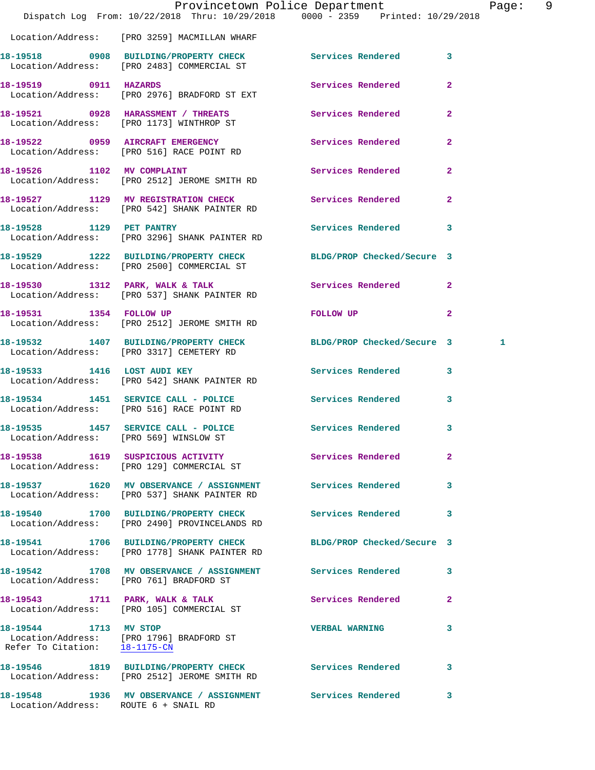Location/Address: [PRO 3259] MACMILLAN WHARF

**18-19518 0908 BUILDING/PROPERTY CHECK** Services Rendered 3
Location/Address: [PRO 2483] COMMERCIAL ST

**18-19519 0911 HAZARDS** Services Rendered 2
Location/Address: [PRO 2976] BRADFORD ST EXT

**18-19521 0928 HARASSMENT / THREATS** Services Rendered 2
Location/Address: [PRO 1173] WINTHROP ST

**18-19522 0959 AIRCRAFT EMERGENCY** Services Rendered 2
Location/Address: [PRO 516] RACE POINT RD

**18-19526 1102 MV COMPLAINT** Services Rendered 2
Location/Address: [PRO 2512] JEROME SMITH RD

**18-19527 1129 MV REGISTRATION CHECK** Services Rendered 2
Location/Address: [PRO 542] SHANK PAINTER RD

**18-19528 1129 PET PANTRY** Services Rendered 3
Location/Address: [PRO 3296] SHANK PAINTER RD

**18-19529 1222 BUILDING/PROPERTY CHECK** BLDG/PROP Checked/Secure 3
Location/Address: [PRO 2500] COMMERCIAL ST

**18-19530 1312 PARK, WALK & TALK** Services Rendered 2
Location/Address: [PRO 537] SHANK PAINTER RD

**18-19531 1354 FOLLOW UP** FOLLOW UP 2
Location/Address: [PRO 2512] JEROME SMITH RD

**18-19532 1407 BUILDING/PROPERTY CHECK** BLDG/PROP Checked/Secure 3 1
Location/Address: [PRO 3317] CEMETERY RD

**18-19533 1416 LOST AUDI KEY** Services Rendered 3
Location/Address: [PRO 542] SHANK PAINTER RD

**18-19534 1451 SERVICE CALL - POLICE** Services Rendered 3
Location/Address: [PRO 516] RACE POINT RD

**18-19535 1457 SERVICE CALL - POLICE** Services Rendered 3
Location/Address: [PRO 569] WINSLOW ST

**18-19538 1619 SUSPICIOUS ACTIVITY** Services Rendered 2
Location/Address: [PRO 129] COMMERCIAL ST

**18-19537 1620 MV OBSERVANCE / ASSIGNMENT** Services Rendered 3
Location/Address: [PRO 537] SHANK PAINTER RD

**18-19540 1700 BUILDING/PROPERTY CHECK** Services Rendered 3
Location/Address: [PRO 2490] PROVINCELANDS RD

**18-19541 1706 BUILDING/PROPERTY CHECK** BLDG/PROP Checked/Secure 3
Location/Address: [PRO 1778] SHANK PAINTER RD

**18-19542 1708 MV OBSERVANCE / ASSIGNMENT** Services Rendered 3
Location/Address: [PRO 761] BRADFORD ST

**18-19543 1711 PARK, WALK & TALK** Services Rendered 2
Location/Address: [PRO 105] COMMERCIAL ST

**18-19544 1713 MV STOP** VERBAL WARNING 3
Location/Address: [PRO 1796] BRADFORD ST
Refer To Citation: 18-1175-CN

**18-19546 1819 BUILDING/PROPERTY CHECK** Services Rendered 3
Location/Address: [PRO 2512] JEROME SMITH RD

**18-19548 1936 MV OBSERVANCE / ASSIGNMENT** Services Rendered 3
Location/Address: ROUTE 6 + SNAIL RD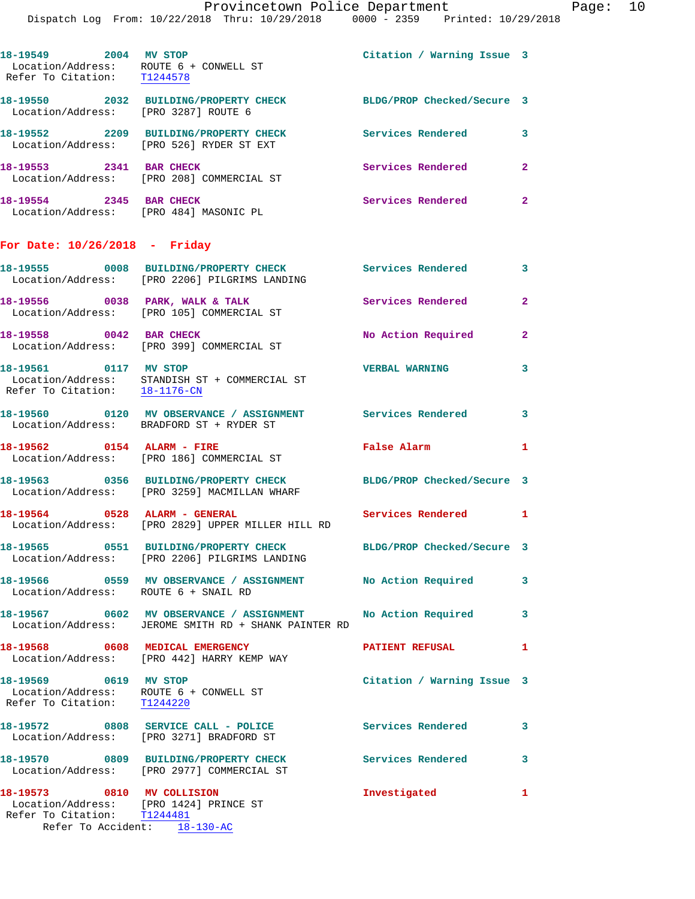18-19549 2004 MV STOP Citation / Warning Issue 3
Location/Address: ROUTE 6 + CONWELL ST
Refer To Citation: T1244578

18-19550 2032 BUILDING/PROPERTY CHECK BLDG/PROP Checked/Secure 3
Location/Address: [PRO 3287] ROUTE 6

18-19552 2209 BUILDING/PROPERTY CHECK Services Rendered 3
Location/Address: [PRO 526] RYDER ST EXT

18-19553 2341 BAR CHECK Services Rendered 2
Location/Address: [PRO 208] COMMERCIAL ST

18-19554 2345 BAR CHECK Services Rendered 2
Location/Address: [PRO 484] MASONIC PL

## For Date: 10/26/2018 - Friday

18-19555 0008 BUILDING/PROPERTY CHECK Services Rendered 3
Location/Address: [PRO 2206] PILGRIMS LANDING

18-19556 0038 PARK, WALK & TALK Services Rendered 2
Location/Address: [PRO 105] COMMERCIAL ST

18-19558 0042 BAR CHECK No Action Required 2
Location/Address: [PRO 399] COMMERCIAL ST

18-19561 0117 MV STOP VERBAL WARNING 3
Location/Address: STANDISH ST + COMMERCIAL ST
Refer To Citation: 18-1176-CN

18-19560 0120 MV OBSERVATION / ASSIGNMENT Services Rendered 3
Location/Address: BRADFORD ST + RYDER ST

18-19562 0154 ALARM - FIRE False Alarm 1
Location/Address: [PRO 186] COMMERCIAL ST

18-19563 0356 BUILDING/PROPERTY CHECK BLDG/PROP Checked/Secure 3
Location/Address: [PRO 3259] MACMILLAN WHARF

18-19564 0528 ALARM - GENERAL Services Rendered 1
Location/Address: [PRO 2829] UPPER MILLER HILL RD

18-19565 0551 BUILDING/PROPERTY CHECK BLDG/PROP Checked/Secure 3
Location/Address: [PRO 2206] PILGRIMS LANDING

18-19566 0559 MV OBSERVATION / ASSIGNMENT No Action Required 3
Location/Address: ROUTE 6 + SNAIL RD

18-19567 0602 MV OBSERVATION / ASSIGNMENT No Action Required 3
Location/Address: JEROME SMITH RD + SHANK PAINTER RD

18-19568 0608 MEDICAL EMERGENCY PATIENT REFUSAL 1
Location/Address: [PRO 442] HARRY KEMP WAY

18-19569 0619 MV STOP Citation / Warning Issue 3
Location/Address: ROUTE 6 + CONWELL ST
Refer To Citation: T1244220

18-19572 0808 SERVICE CALL - POLICE Services Rendered 3
Location/Address: [PRO 3271] BRADFORD ST

18-19570 0809 BUILDING/PROPERTY CHECK Services Rendered 3
Location/Address: [PRO 2977] COMMERCIAL ST

18-19573 0810 MV COLLISION Investigated 1
Location/Address: [PRO 1424] PRINCE ST
Refer To Citation: T1244481
Refer To Accident: 18-130-AC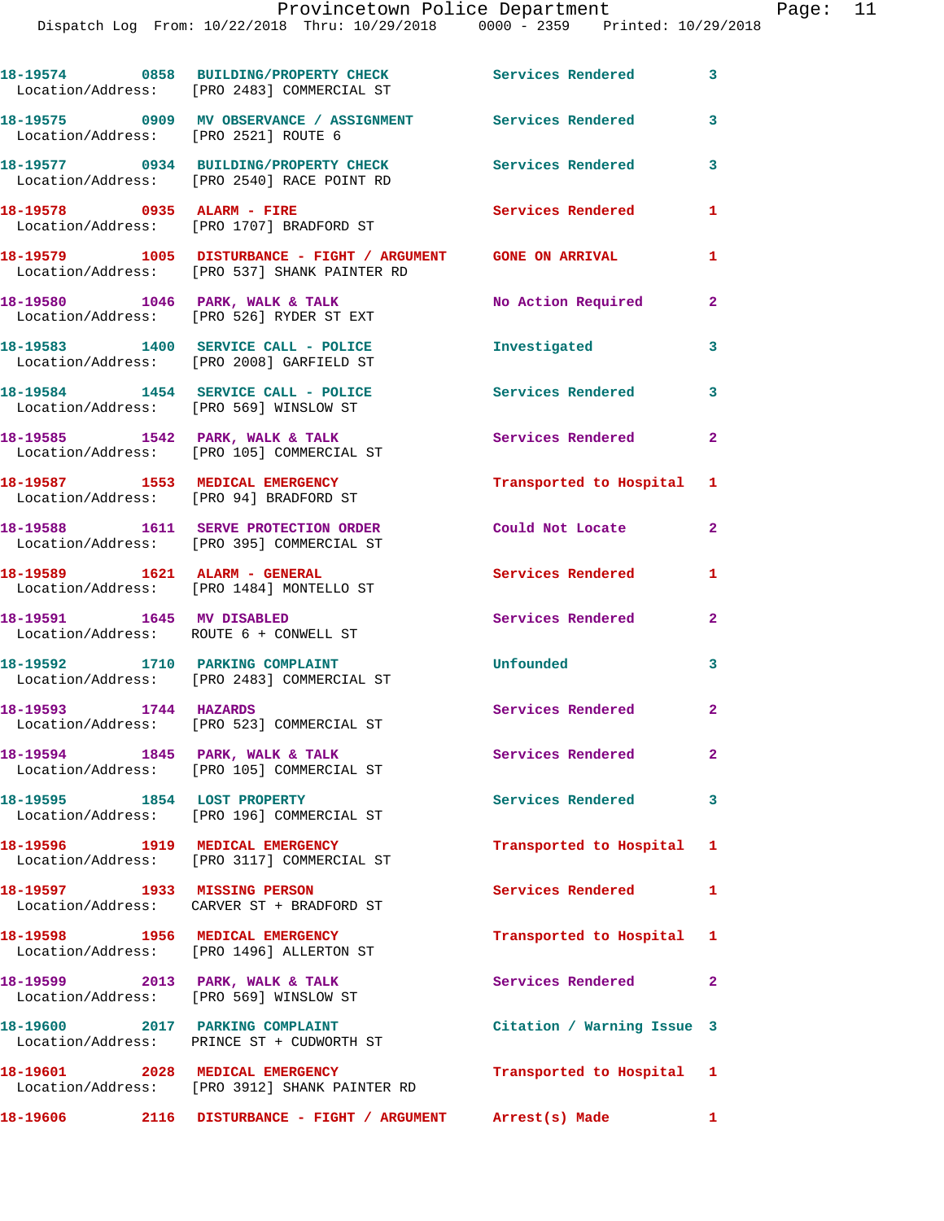18-19574 0858 BUILDING/PROPERTY CHECK Services Rendered 3
Location/Address: [PRO 2483] COMMERCIAL ST

18-19575 0909 MV OBSERVANCE / ASSIGNMENT Services Rendered 3
Location/Address: [PRO 2521] ROUTE 6

18-19577 0934 BUILDING/PROPERTY CHECK Services Rendered 3
Location/Address: [PRO 2540] RACE POINT RD

18-19578 0935 ALARM - FIRE Services Rendered 1
Location/Address: [PRO 1707] BRADFORD ST

18-19579 1005 DISTURBANCE - FIGHT / ARGUMENT GONE ON ARRIVAL 1
Location/Address: [PRO 537] SHANK PAINTER RD

18-19580 1046 PARK, WALK & TALK No Action Required 2
Location/Address: [PRO 526] RYDER ST EXT

18-19583 1400 SERVICE CALL - POLICE Investigated 3
Location/Address: [PRO 2008] GARFIELD ST

18-19584 1454 SERVICE CALL - POLICE Services Rendered 3
Location/Address: [PRO 569] WINSLOW ST

18-19585 1542 PARK, WALK & TALK Services Rendered 2
Location/Address: [PRO 105] COMMERCIAL ST

18-19587 1553 MEDICAL EMERGENCY Transported to Hospital 1
Location/Address: [PRO 94] BRADFORD ST

18-19588 1611 SERVE PROTECTION ORDER Could Not Locate 2
Location/Address: [PRO 395] COMMERCIAL ST

18-19589 1621 ALARM - GENERAL Services Rendered 1
Location/Address: [PRO 1484] MONTELLO ST

18-19591 1645 MV DISABLED Services Rendered 2
Location/Address: ROUTE 6 + CONWELL ST

18-19592 1710 PARKING COMPLAINT Unfounded 3
Location/Address: [PRO 2483] COMMERCIAL ST

18-19593 1744 HAZARDS Services Rendered 2
Location/Address: [PRO 523] COMMERCIAL ST

18-19594 1845 PARK, WALK & TALK Services Rendered 2
Location/Address: [PRO 105] COMMERCIAL ST

18-19595 1854 LOST PROPERTY Services Rendered 3
Location/Address: [PRO 196] COMMERCIAL ST

18-19596 1919 MEDICAL EMERGENCY Transported to Hospital 1
Location/Address: [PRO 3117] COMMERCIAL ST

18-19597 1933 MISSING PERSON Services Rendered 1
Location/Address: CARVER ST + BRADFORD ST

18-19598 1956 MEDICAL EMERGENCY Transported to Hospital 1
Location/Address: [PRO 1496] ALLERTON ST

18-19599 2013 PARK, WALK & TALK Services Rendered 2
Location/Address: [PRO 569] WINSLOW ST

18-19600 2017 PARKING COMPLAINT Citation / Warning Issue 3
Location/Address: PRINCE ST + CUDWORTH ST

18-19601 2028 MEDICAL EMERGENCY Transported to Hospital 1
Location/Address: [PRO 3912] SHANK PAINTER RD

18-19606 2116 DISTURBANCE - FIGHT / ARGUMENT Arrest(s) Made 1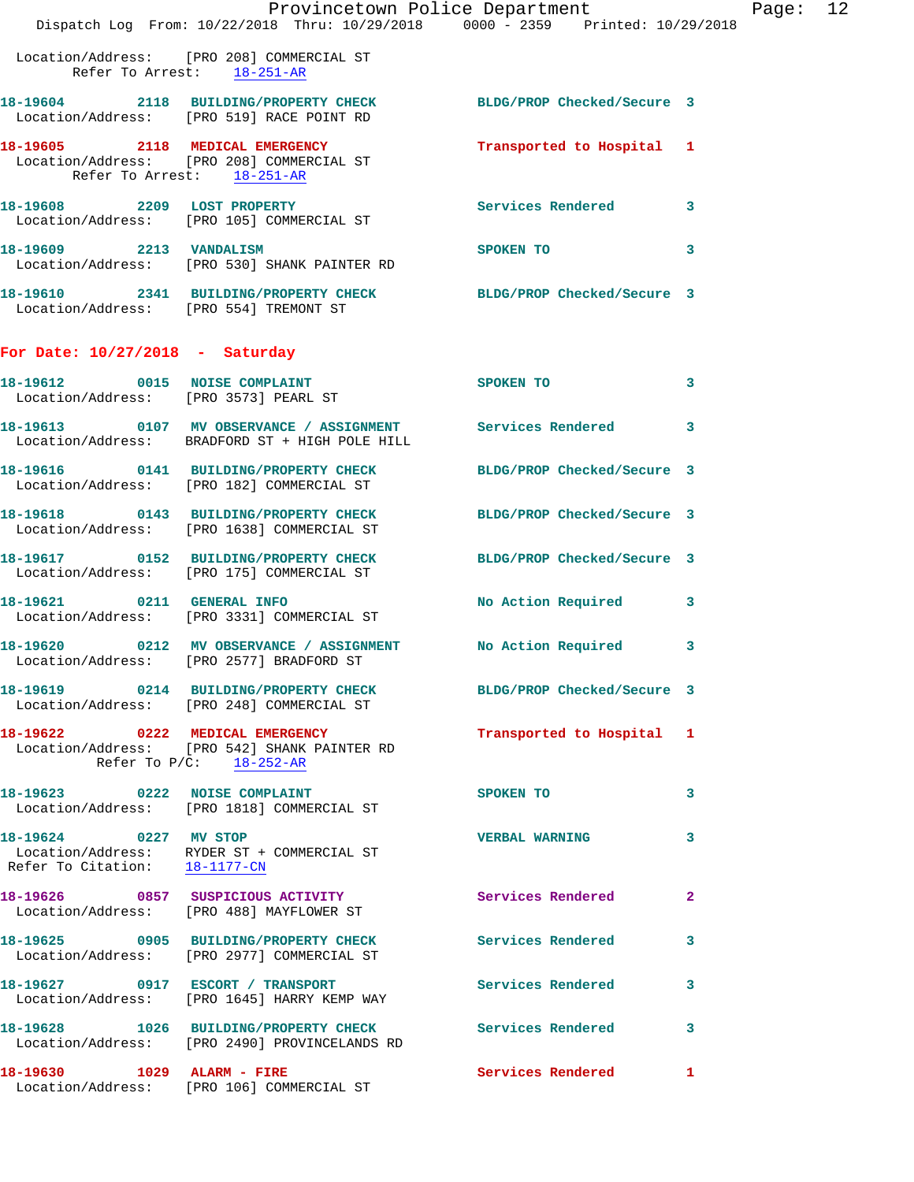Location/Address: [PRO 208] COMMERCIAL ST
Refer To Arrest: 18-251-AR

18-19604 2118 BUILDING/PROPERTY CHECK BLDG/PROP Checked/Secure 3
Location/Address: [PRO 519] RACE POINT RD

18-19605 2118 MEDICAL EMERGENCY Transported to Hospital 1
Location/Address: [PRO 208] COMMERCIAL ST
Refer To Arrest: 18-251-AR

18-19608 2209 LOST PROPERTY Services Rendered 3
Location/Address: [PRO 105] COMMERCIAL ST

18-19609 2213 VANDALISM SPOKEN TO 3
Location/Address: [PRO 530] SHANK PAINTER RD

18-19610 2341 BUILDING/PROPERTY CHECK BLDG/PROP Checked/Secure 3
Location/Address: [PRO 554] TREMONT ST

## For Date: 10/27/2018 - Saturday

18-19612 0015 NOISE COMPLAINT SPOKEN TO 3
Location/Address: [PRO 3573] PEARL ST

18-19613 0107 MV OBSERVANCE / ASSIGNMENT Services Rendered 3
Location/Address: BRADFORD ST + HIGH POLE HILL

18-19616 0141 BUILDING/PROPERTY CHECK BLDG/PROP Checked/Secure 3
Location/Address: [PRO 182] COMMERCIAL ST

18-19618 0143 BUILDING/PROPERTY CHECK BLDG/PROP Checked/Secure 3
Location/Address: [PRO 1638] COMMERCIAL ST

18-19617 0152 BUILDING/PROPERTY CHECK BLDG/PROP Checked/Secure 3
Location/Address: [PRO 175] COMMERCIAL ST

18-19621 0211 GENERAL INFO No Action Required 3
Location/Address: [PRO 3331] COMMERCIAL ST

18-19620 0212 MV OBSERVANCE / ASSIGNMENT No Action Required 3
Location/Address: [PRO 2577] BRADFORD ST

18-19619 0214 BUILDING/PROPERTY CHECK BLDG/PROP Checked/Secure 3
Location/Address: [PRO 248] COMMERCIAL ST

18-19622 0222 MEDICAL EMERGENCY Transported to Hospital 1
Location/Address: [PRO 542] SHANK PAINTER RD
Refer To P/C: 18-252-AR

18-19623 0222 NOISE COMPLAINT SPOKEN TO 3
Location/Address: [PRO 1818] COMMERCIAL ST

18-19624 0227 MV STOP VERBAL WARNING 3
Location/Address: RYDER ST + COMMERCIAL ST
Refer To Citation: 18-1177-CN

18-19626 0857 SUSPICIOUS ACTIVITY Services Rendered 2
Location/Address: [PRO 488] MAYFLOWER ST

18-19625 0905 BUILDING/PROPERTY CHECK Services Rendered 3
Location/Address: [PRO 2977] COMMERCIAL ST

18-19627 0917 ESCORT / TRANSPORT Services Rendered 3
Location/Address: [PRO 1645] HARRY KEMP WAY

18-19628 1026 BUILDING/PROPERTY CHECK Services Rendered 3
Location/Address: [PRO 2490] PROVINCELANDS RD

18-19630 1029 ALARM - FIRE Services Rendered 1
Location/Address: [PRO 106] COMMERCIAL ST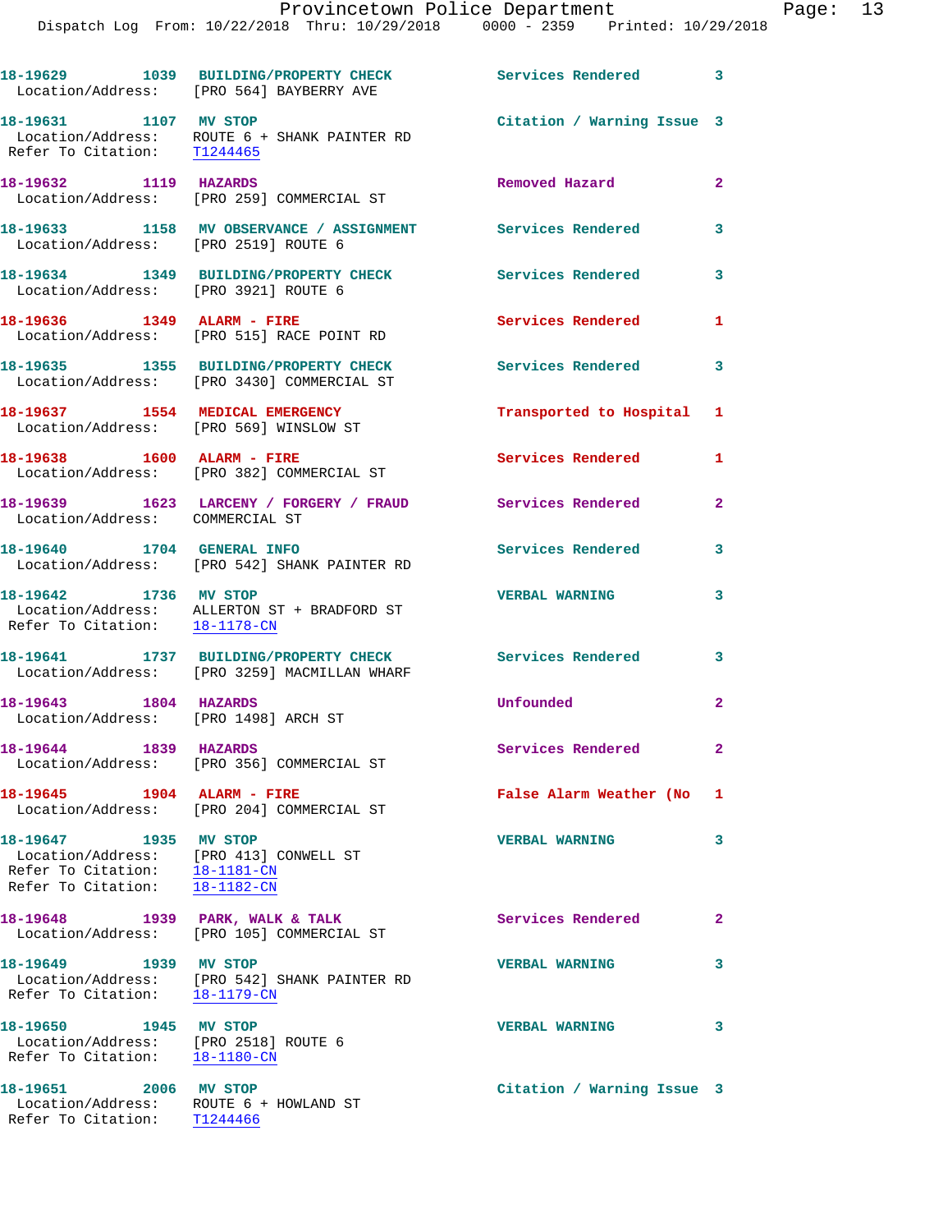| Call Number | Time | Call Reason | Action | Priority |
|---|---|---|---|---|
| 18-19629 | 1039 | BUILDING/PROPERTY CHECK | Services Rendered | 3 |
| Location/Address: [PRO 564] BAYBERRY AVE | | | | |
| 18-19631 | 1107 | MV STOP | Citation / Warning Issue | 3 |
| Location/Address: ROUTE 6 + SHANK PAINTER RD | | | | |
| Refer To Citation: T1244465 | | | | |
| 18-19632 | 1119 | HAZARDS | Removed Hazard | 2 |
| Location/Address: [PRO 259] COMMERCIAL ST | | | | |
| 18-19633 | 1158 | MV OBSERVANCE / ASSIGNMENT | Services Rendered | 3 |
| Location/Address: [PRO 2519] ROUTE 6 | | | | |
| 18-19634 | 1349 | BUILDING/PROPERTY CHECK | Services Rendered | 3 |
| Location/Address: [PRO 3921] ROUTE 6 | | | | |
| 18-19636 | 1349 | ALARM - FIRE | Services Rendered | 1 |
| Location/Address: [PRO 515] RACE POINT RD | | | | |
| 18-19635 | 1355 | BUILDING/PROPERTY CHECK | Services Rendered | 3 |
| Location/Address: [PRO 3430] COMMERCIAL ST | | | | |
| 18-19637 | 1554 | MEDICAL EMERGENCY | Transported to Hospital | 1 |
| Location/Address: [PRO 569] WINSLOW ST | | | | |
| 18-19638 | 1600 | ALARM - FIRE | Services Rendered | 1 |
| Location/Address: [PRO 382] COMMERCIAL ST | | | | |
| 18-19639 | 1623 | LARCENY / FORGERY / FRAUD | Services Rendered | 2 |
| Location/Address: COMMERCIAL ST | | | | |
| 18-19640 | 1704 | GENERAL INFO | Services Rendered | 3 |
| Location/Address: [PRO 542] SHANK PAINTER RD | | | | |
| 18-19642 | 1736 | MV STOP | VERBAL WARNING | 3 |
| Location/Address: ALLERTON ST + BRADFORD ST | | | | |
| Refer To Citation: 18-1178-CN | | | | |
| 18-19641 | 1737 | BUILDING/PROPERTY CHECK | Services Rendered | 3 |
| Location/Address: [PRO 3259] MACMILLAN WHARF | | | | |
| 18-19643 | 1804 | HAZARDS | Unfounded | 2 |
| Location/Address: [PRO 1498] ARCH ST | | | | |
| 18-19644 | 1839 | HAZARDS | Services Rendered | 2 |
| Location/Address: [PRO 356] COMMERCIAL ST | | | | |
| 18-19645 | 1904 | ALARM - FIRE | False Alarm Weather (No | 1 |
| Location/Address: [PRO 204] COMMERCIAL ST | | | | |
| 18-19647 | 1935 | MV STOP | VERBAL WARNING | 3 |
| Location/Address: [PRO 413] CONWELL ST | | | | |
| Refer To Citation: 18-1181-CN | | | | |
| Refer To Citation: 18-1182-CN | | | | |
| 18-19648 | 1939 | PARK, WALK & TALK | Services Rendered | 2 |
| Location/Address: [PRO 105] COMMERCIAL ST | | | | |
| 18-19649 | 1939 | MV STOP | VERBAL WARNING | 3 |
| Location/Address: [PRO 542] SHANK PAINTER RD | | | | |
| Refer To Citation: 18-1179-CN | | | | |
| 18-19650 | 1945 | MV STOP | VERBAL WARNING | 3 |
| Location/Address: [PRO 2518] ROUTE 6 | | | | |
| Refer To Citation: 18-1180-CN | | | | |
| 18-19651 | 2006 | MV STOP | Citation / Warning Issue | 3 |
| Location/Address: ROUTE 6 + HOWLAND ST | | | | |
| Refer To Citation: T1244466 | | | | |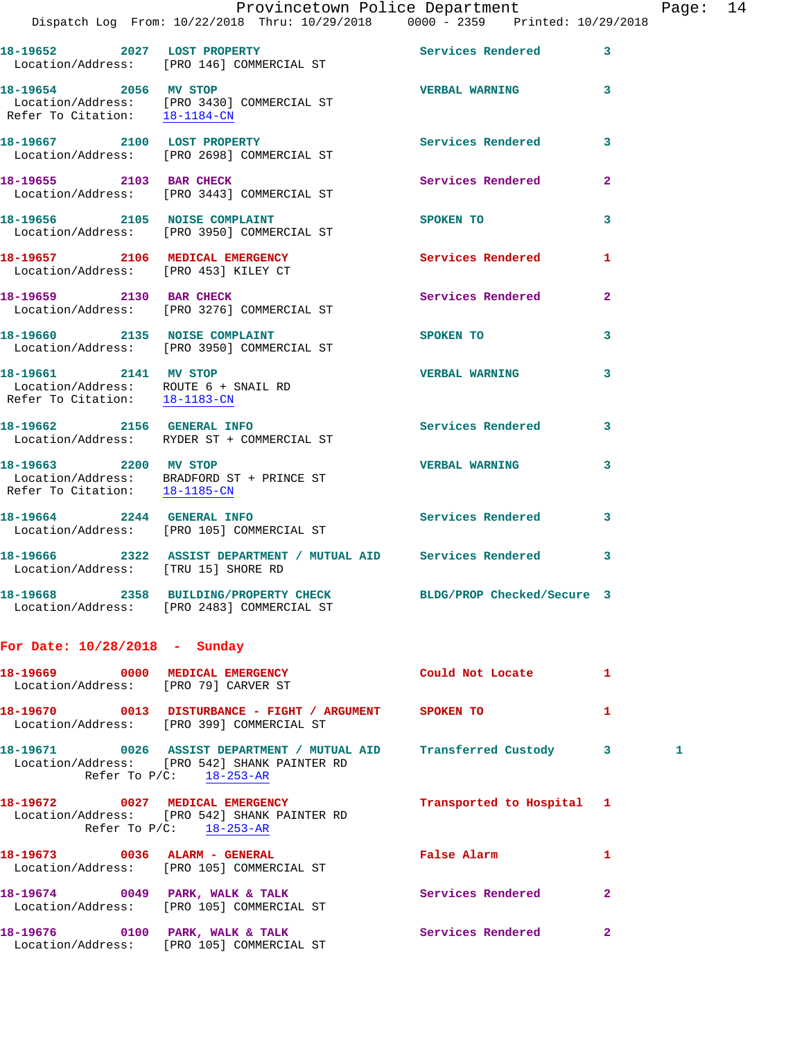18-19652 2027 LOST PROPERTY Services Rendered 3
Location/Address: [PRO 146] COMMERCIAL ST

18-19654 2056 MV STOP VERBAL WARNING 3
Location/Address: [PRO 3430] COMMERCIAL ST
Refer To Citation: 18-1184-CN

18-19667 2100 LOST PROPERTY Services Rendered 3
Location/Address: [PRO 2698] COMMERCIAL ST

18-19655 2103 BAR CHECK Services Rendered 2
Location/Address: [PRO 3443] COMMERCIAL ST

18-19656 2105 NOISE COMPLAINT SPOKEN TO 3
Location/Address: [PRO 3950] COMMERCIAL ST

18-19657 2106 MEDICAL EMERGENCY Services Rendered 1
Location/Address: [PRO 453] KILEY CT

18-19659 2130 BAR CHECK Services Rendered 2
Location/Address: [PRO 3276] COMMERCIAL ST

18-19660 2135 NOISE COMPLAINT SPOKEN TO 3
Location/Address: [PRO 3950] COMMERCIAL ST

18-19661 2141 MV STOP VERBAL WARNING 3
Location/Address: ROUTE 6 + SNAIL RD
Refer To Citation: 18-1183-CN

18-19662 2156 GENERAL INFO Services Rendered 3
Location/Address: RYDER ST + COMMERCIAL ST

18-19663 2200 MV STOP VERBAL WARNING 3
Location/Address: BRADFORD ST + PRINCE ST
Refer To Citation: 18-1185-CN

18-19664 2244 GENERAL INFO Services Rendered 3
Location/Address: [PRO 105] COMMERCIAL ST

18-19666 2322 ASSIST DEPARTMENT / MUTUAL AID Services Rendered 3
Location/Address: [TRU 15] SHORE RD

18-19668 2358 BUILDING/PROPERTY CHECK BLDG/PROP Checked/Secure 3
Location/Address: [PRO 2483] COMMERCIAL ST

## For Date: 10/28/2018 - Sunday

18-19669 0000 MEDICAL EMERGENCY Could Not Locate 1
Location/Address: [PRO 79] CARVER ST

18-19670 0013 DISTURBANCE - FIGHT / ARGUMENT SPOKEN TO 1
Location/Address: [PRO 399] COMMERCIAL ST

18-19671 0026 ASSIST DEPARTMENT / MUTUAL AID Transferred Custody 3 1
Location/Address: [PRO 542] SHANK PAINTER RD
Refer To P/C: 18-253-AR

18-19672 0027 MEDICAL EMERGENCY Transported to Hospital 1
Location/Address: [PRO 542] SHANK PAINTER RD
Refer To P/C: 18-253-AR

18-19673 0036 ALARM - GENERAL False Alarm 1
Location/Address: [PRO 105] COMMERCIAL ST

18-19674 0049 PARK, WALK & TALK Services Rendered 2
Location/Address: [PRO 105] COMMERCIAL ST

18-19676 0100 PARK, WALK & TALK Services Rendered 2
Location/Address: [PRO 105] COMMERCIAL ST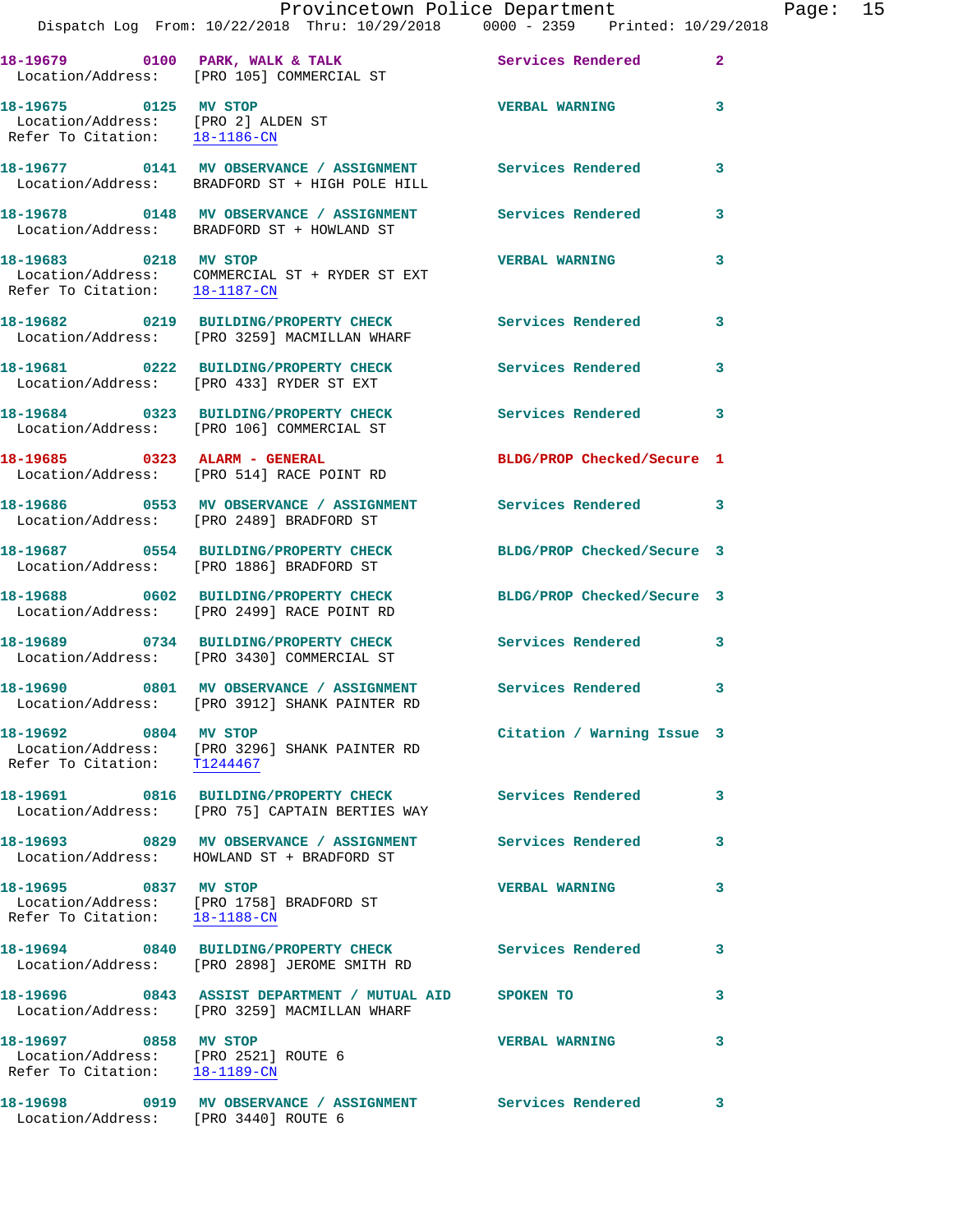18-19679 0100 PARK, WALK & TALK Services Rendered 2
Location/Address: [PRO 105] COMMERCIAL ST

18-19675 0125 MV STOP VERBAL WARNING 3
Location/Address: [PRO 2] ALDEN ST
Refer To Citation: 18-1186-CN

18-19677 0141 MV OBSERVANCE / ASSIGNMENT Services Rendered 3
Location/Address: BRADFORD ST + HIGH POLE HILL

18-19678 0148 MV OBSERVANCE / ASSIGNMENT Services Rendered 3
Location/Address: BRADFORD ST + HOWLAND ST

18-19683 0218 MV STOP VERBAL WARNING 3
Location/Address: COMMERCIAL ST + RYDER ST EXT
Refer To Citation: 18-1187-CN

18-19682 0219 BUILDING/PROPERTY CHECK Services Rendered 3
Location/Address: [PRO 3259] MACMILLAN WHARF

18-19681 0222 BUILDING/PROPERTY CHECK Services Rendered 3
Location/Address: [PRO 433] RYDER ST EXT

18-19684 0323 BUILDING/PROPERTY CHECK Services Rendered 3
Location/Address: [PRO 106] COMMERCIAL ST

18-19685 0323 ALARM - GENERAL BLDG/PROP Checked/Secure 1
Location/Address: [PRO 514] RACE POINT RD

18-19686 0553 MV OBSERVANCE / ASSIGNMENT Services Rendered 3
Location/Address: [PRO 2489] BRADFORD ST

18-19687 0554 BUILDING/PROPERTY CHECK BLDG/PROP Checked/Secure 3
Location/Address: [PRO 1886] BRADFORD ST

18-19688 0602 BUILDING/PROPERTY CHECK BLDG/PROP Checked/Secure 3
Location/Address: [PRO 2499] RACE POINT RD

18-19689 0734 BUILDING/PROPERTY CHECK Services Rendered 3
Location/Address: [PRO 3430] COMMERCIAL ST

18-19690 0801 MV OBSERVANCE / ASSIGNMENT Services Rendered 3
Location/Address: [PRO 3912] SHANK PAINTER RD

18-19692 0804 MV STOP Citation / Warning Issue 3
Location/Address: [PRO 3296] SHANK PAINTER RD
Refer To Citation: T1244467

18-19691 0816 BUILDING/PROPERTY CHECK Services Rendered 3
Location/Address: [PRO 75] CAPTAIN BERTIES WAY

18-19693 0829 MV OBSERVANCE / ASSIGNMENT Services Rendered 3
Location/Address: HOWLAND ST + BRADFORD ST

18-19695 0837 MV STOP VERBAL WARNING 3
Location/Address: [PRO 1758] BRADFORD ST
Refer To Citation: 18-1188-CN

18-19694 0840 BUILDING/PROPERTY CHECK Services Rendered 3
Location/Address: [PRO 2898] JEROME SMITH RD

18-19696 0843 ASSIST DEPARTMENT / MUTUAL AID SPOKEN TO 3
Location/Address: [PRO 3259] MACMILLAN WHARF

18-19697 0858 MV STOP VERBAL WARNING 3
Location/Address: [PRO 2521] ROUTE 6
Refer To Citation: 18-1189-CN

18-19698 0919 MV OBSERVANCE / ASSIGNMENT Services Rendered 3
Location/Address: [PRO 3440] ROUTE 6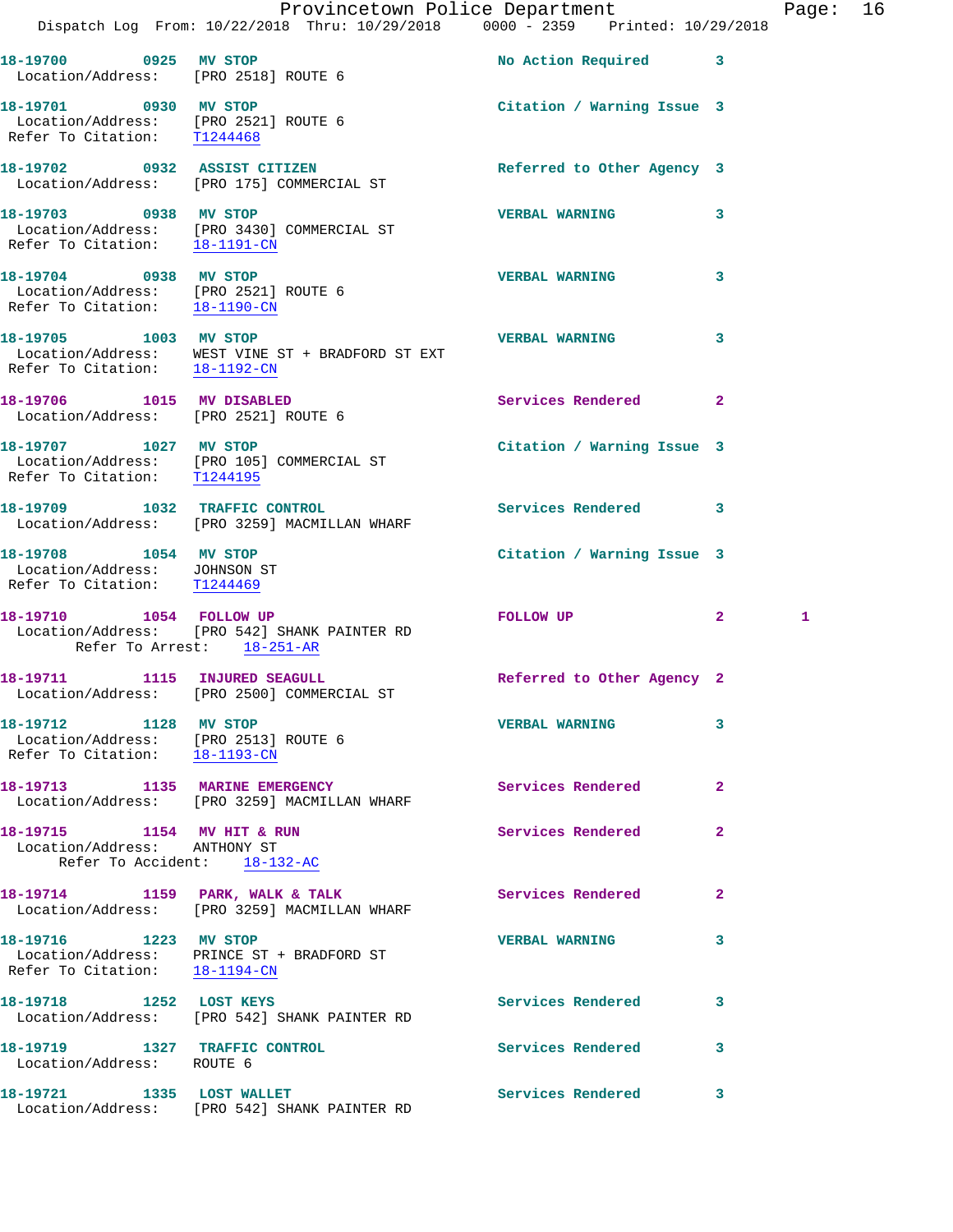**18-19700 0925 MV STOP** — No Action Required 3
Location/Address: [PRO 2518] ROUTE 6

**18-19701 0930 MV STOP** — Citation / Warning Issue 3
Location/Address: [PRO 2521] ROUTE 6
Refer To Citation: T1244468

**18-19702 0932 ASSIST CITIZEN** — Referred to Other Agency 3
Location/Address: [PRO 175] COMMERCIAL ST

**18-19703 0938 MV STOP** — VERBAL WARNING 3
Location/Address: [PRO 3430] COMMERCIAL ST
Refer To Citation: 18-1191-CN

**18-19704 0938 MV STOP** — VERBAL WARNING 3
Location/Address: [PRO 2521] ROUTE 6
Refer To Citation: 18-1190-CN

**18-19705 1003 MV STOP** — VERBAL WARNING 3
Location/Address: WEST VINE ST + BRADFORD ST EXT
Refer To Citation: 18-1192-CN

**18-19706 1015 MV DISABLED** — Services Rendered 2
Location/Address: [PRO 2521] ROUTE 6

**18-19707 1027 MV STOP** — Citation / Warning Issue 3
Location/Address: [PRO 105] COMMERCIAL ST
Refer To Citation: T1244195

**18-19709 1032 TRAFFIC CONTROL** — Services Rendered 3
Location/Address: [PRO 3259] MACMILLAN WHARF

**18-19708 1054 MV STOP** — Citation / Warning Issue 3
Location/Address: JOHNSON ST
Refer To Citation: T1244469

**18-19710 1054 FOLLOW UP** — FOLLOW UP 2 1
Location/Address: [PRO 542] SHANK PAINTER RD
Refer To Arrest: 18-251-AR

**18-19711 1115 INJURED SEAGULL** — Referred to Other Agency 2
Location/Address: [PRO 2500] COMMERCIAL ST

**18-19712 1128 MV STOP** — VERBAL WARNING 3
Location/Address: [PRO 2513] ROUTE 6
Refer To Citation: 18-1193-CN

**18-19713 1135 MARINE EMERGENCY** — Services Rendered 2
Location/Address: [PRO 3259] MACMILLAN WHARF

**18-19715 1154 MV HIT & RUN** — Services Rendered 2
Location/Address: ANTHONY ST
Refer To Accident: 18-132-AC

**18-19714 1159 PARK, WALK & TALK** — Services Rendered 2
Location/Address: [PRO 3259] MACMILLAN WHARF

**18-19716 1223 MV STOP** — VERBAL WARNING 3
Location/Address: PRINCE ST + BRADFORD ST
Refer To Citation: 18-1194-CN

**18-19718 1252 LOST KEYS** — Services Rendered 3
Location/Address: [PRO 542] SHANK PAINTER RD

**18-19719 1327 TRAFFIC CONTROL** — Services Rendered 3
Location/Address: ROUTE 6

**18-19721 1335 LOST WALLET** — Services Rendered 3
Location/Address: [PRO 542] SHANK PAINTER RD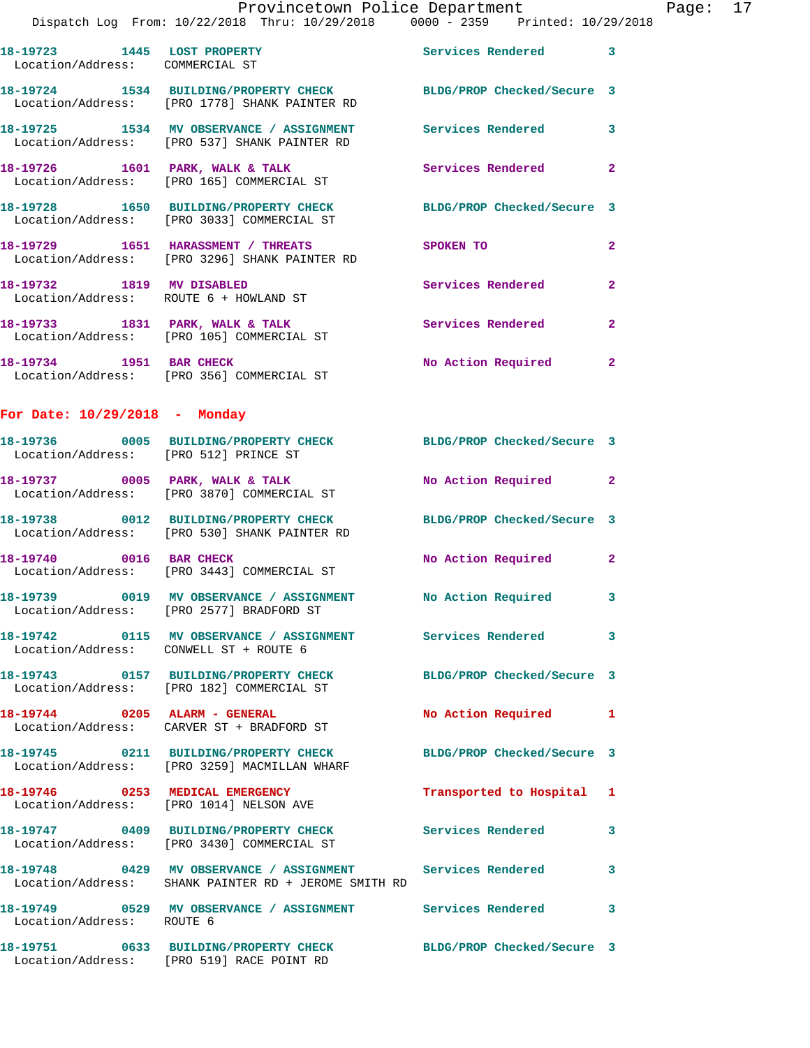18-19723 1445 LOST PROPERTY Services Rendered 3
Location/Address: COMMERCIAL ST

18-19724 1534 BUILDING/PROPERTY CHECK BLDG/PROP Checked/Secure 3
Location/Address: [PRO 1778] SHANK PAINTER RD

18-19725 1534 MV OBSERVANCE / ASSIGNMENT Services Rendered 3
Location/Address: [PRO 537] SHANK PAINTER RD

18-19726 1601 PARK, WALK & TALK Services Rendered 2
Location/Address: [PRO 165] COMMERCIAL ST

18-19728 1650 BUILDING/PROPERTY CHECK BLDG/PROP Checked/Secure 3
Location/Address: [PRO 3033] COMMERCIAL ST

18-19729 1651 HARASSMENT / THREATS SPOKEN TO 2
Location/Address: [PRO 3296] SHANK PAINTER RD

18-19732 1819 MV DISABLED Services Rendered 2
Location/Address: ROUTE 6 + HOWLAND ST

18-19733 1831 PARK, WALK & TALK Services Rendered 2
Location/Address: [PRO 105] COMMERCIAL ST

18-19734 1951 BAR CHECK No Action Required 2
Location/Address: [PRO 356] COMMERCIAL ST

**For Date: 10/29/2018 - Monday**

18-19736 0005 BUILDING/PROPERTY CHECK BLDG/PROP Checked/Secure 3
Location/Address: [PRO 512] PRINCE ST

18-19737 0005 PARK, WALK & TALK No Action Required 2
Location/Address: [PRO 3870] COMMERCIAL ST

18-19738 0012 BUILDING/PROPERTY CHECK BLDG/PROP Checked/Secure 3
Location/Address: [PRO 530] SHANK PAINTER RD

18-19740 0016 BAR CHECK No Action Required 2
Location/Address: [PRO 3443] COMMERCIAL ST

18-19739 0019 MV OBSERVANCE / ASSIGNMENT No Action Required 3
Location/Address: [PRO 2577] BRADFORD ST

18-19742 0115 MV OBSERVANCE / ASSIGNMENT Services Rendered 3
Location/Address: CONWELL ST + ROUTE 6

18-19743 0157 BUILDING/PROPERTY CHECK BLDG/PROP Checked/Secure 3
Location/Address: [PRO 182] COMMERCIAL ST

18-19744 0205 ALARM - GENERAL No Action Required 1
Location/Address: CARVER ST + BRADFORD ST

18-19745 0211 BUILDING/PROPERTY CHECK BLDG/PROP Checked/Secure 3
Location/Address: [PRO 3259] MACMILLAN WHARF

18-19746 0253 MEDICAL EMERGENCY Transported to Hospital 1
Location/Address: [PRO 1014] NELSON AVE

18-19747 0409 BUILDING/PROPERTY CHECK Services Rendered 3
Location/Address: [PRO 3430] COMMERCIAL ST

18-19748 0429 MV OBSERVANCE / ASSIGNMENT Services Rendered 3
Location/Address: SHANK PAINTER RD + JEROME SMITH RD

18-19749 0529 MV OBSERVANCE / ASSIGNMENT Services Rendered 3
Location/Address: ROUTE 6

18-19751 0633 BUILDING/PROPERTY CHECK BLDG/PROP Checked/Secure 3
Location/Address: [PRO 519] RACE POINT RD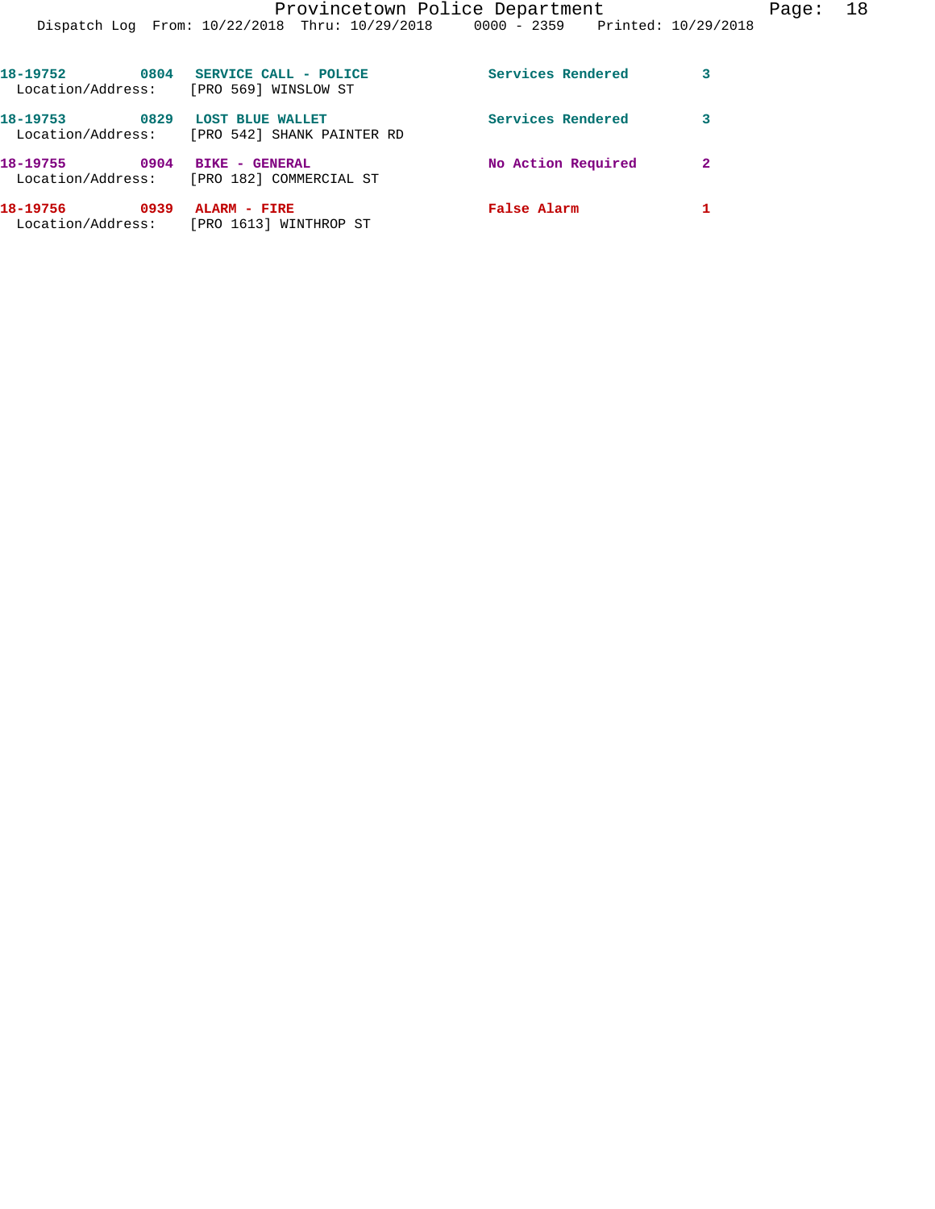18-19752 0804 SERVICE CALL - POLICE Services Rendered 3
Location/Address: [PRO 569] WINSLOW ST

18-19753 0829 LOST BLUE WALLET Services Rendered 3
Location/Address: [PRO 542] SHANK PAINTER RD

18-19755 0904 BIKE - GENERAL No Action Required 2
Location/Address: [PRO 182] COMMERCIAL ST

18-19756 0939 ALARM - FIRE False Alarm 1
Location/Address: [PRO 1613] WINTHROP ST